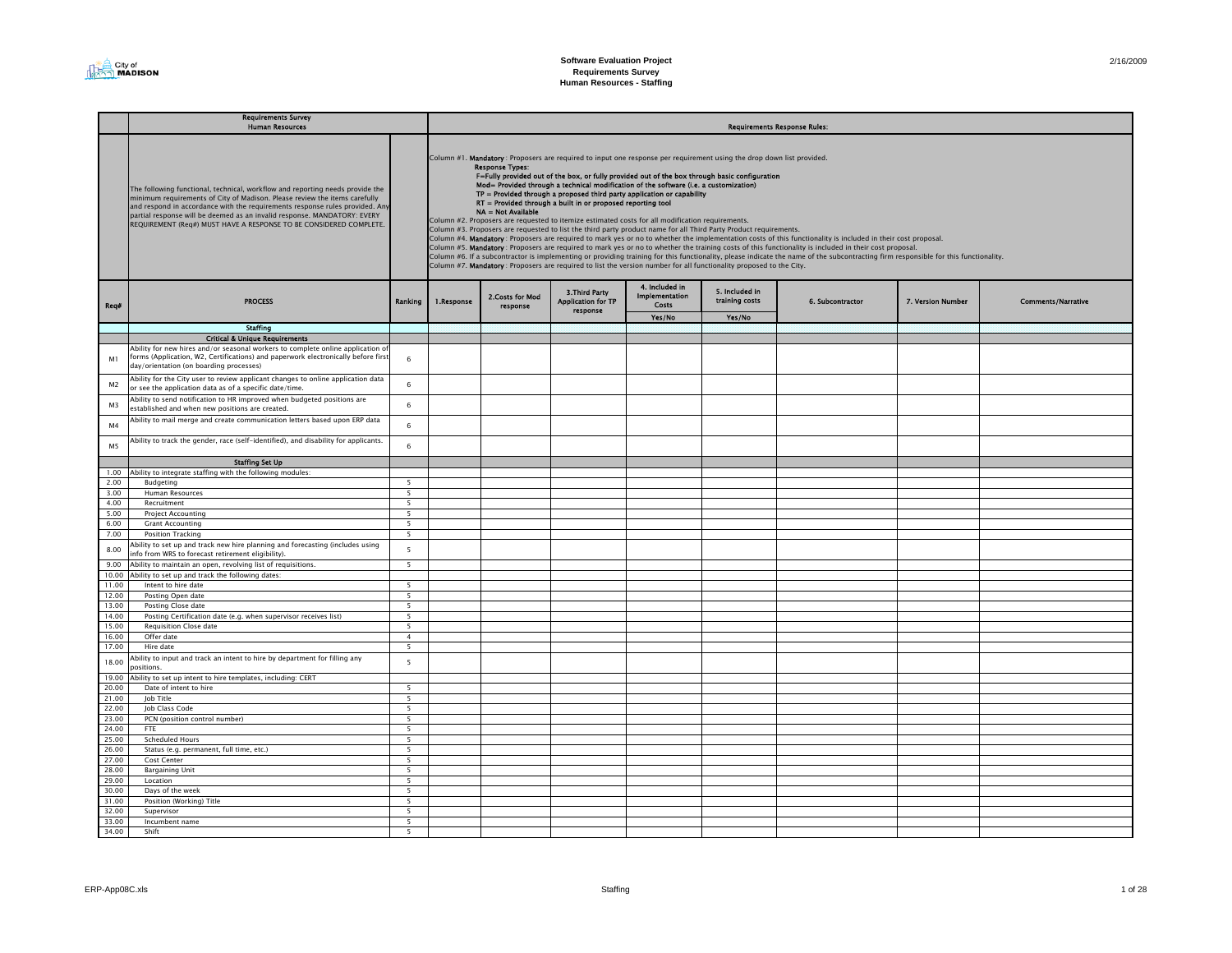# Software Evaluation Project
## Requirements Survey
## Human Resources - Staffing

2/16/2009

| | Requirements Survey Human Resources | | Requirements Response Rules: | | | | | | | |
|---|---|---|---|---|---|---|---|---|---|---|
| | The following functional, technical, workflow and reporting needs provide the minimum requirements of City of Madison. Please review the items carefully and respond in accordance with the requirements response rules provided. Any partial response will be deemed as an invalid response. MANDATORY: EVERY REQUIREMENT (Req#) MUST HAVE A RESPONSE TO BE CONSIDERED COMPLETE. | | Column #1. **Mandatory**: Proposers are required to input one response per requirement using the drop down list provided. Response Types: F=Fully provided out of the box, or fully provided out of the box through basic configuration; Mod= Provided through a technical modification of the software (i.e. a customization); TP = Provided through a proposed third party application or capability; RT = Provided through a built in or proposed reporting tool; NA = Not Available. Column #2. Proposers are requested to itemize estimated costs for all modification requirements. Column #3. Proposers are requested to list the third party product name for all Third Party Product requirements. Column #4. **Mandatory**: Proposers are required to mark yes or no to whether the implementation costs of this functionality is included in their cost proposal. Column #5. **Mandatory**: Proposers are required to mark yes or no to whether the training costs of this functionality is included in their cost proposal. Column #6. If a subcontractor is implementing or providing training for this functionality, please indicate the name of the subcontracting firm responsible for this functionality. Column #7. **Mandatory**: Proposers are required to list the version number for all functionality proposed to the City. | | | | | | | |
| Req# | PROCESS | Ranking | 1.Response | 2.Costs for Mod response | 3.Third Party Application for TP response | 4. Included in Implementation Costs Yes/No | 5. Included in training costs Yes/No | 6. Subcontractor | 7. Version Number | Comments/Narrative |
| | **Staffing** | | | | | | | | | |
| | **Critical & Unique Requirements** | | | | | | | | | |
| M1 | Ability for new hires and/or seasonal workers to complete online application of forms (Application, W2, Certifications) and paperwork electronically before first day/orientation (on boarding processes) | 6 | | | | | | | | |
| M2 | Ability for the City user to review applicant changes to online application data or see the application data as of a specific date/time. | 6 | | | | | | | | |
| M3 | Ability to send notification to HR improved when budgeted positions are established and when new positions are created. | 6 | | | | | | | | |
| M4 | Ability to mail merge and create communication letters based upon ERP data | 6 | | | | | | | | |
| M5 | Ability to track the gender, race (self-identified), and disability for applicants. | 6 | | | | | | | | |
| | **Staffing Set Up** | | | | | | | | | |
| 1.00 | Ability to integrate staffing with the following modules: | | | | | | | | | |
| 2.00 | Budgeting | 5 | | | | | | | | |
| 3.00 | Human Resources | 5 | | | | | | | | |
| 4.00 | Recruitment | 5 | | | | | | | | |
| 5.00 | Project Accounting | 5 | | | | | | | | |
| 6.00 | Grant Accounting | 5 | | | | | | | | |
| 7.00 | Position Tracking | 5 | | | | | | | | |
| 8.00 | Ability to set up and track new hire planning and forecasting (includes using info from WRS to forecast retirement eligibility). | 5 | | | | | | | | |
| 9.00 | Ability to maintain an open, revolving list of requisitions. | 5 | | | | | | | | |
| 10.00 | Ability to set up and track the following dates: | | | | | | | | | |
| 11.00 | Intent to hire date | 5 | | | | | | | | |
| 12.00 | Posting Open date | 5 | | | | | | | | |
| 13.00 | Posting Close date | 5 | | | | | | | | |
| 14.00 | Posting Certification date (e.g. when supervisor receives list) | 5 | | | | | | | | |
| 15.00 | Requisition Close date | 5 | | | | | | | | |
| 16.00 | Offer date | 4 | | | | | | | | |
| 17.00 | Hire date | 5 | | | | | | | | |
| 18.00 | Ability to input and track an intent to hire by department for filling any positions. | 5 | | | | | | | | |
| 19.00 | Ability to set up intent to hire templates, including: CERT | | | | | | | | | |
| 20.00 | Date of intent to hire | 5 | | | | | | | | |
| 21.00 | Job Title | 5 | | | | | | | | |
| 22.00 | Job Class Code | 5 | | | | | | | | |
| 23.00 | PCN (position control number) | 5 | | | | | | | | |
| 24.00 | FTE | 5 | | | | | | | | |
| 25.00 | Scheduled Hours | 5 | | | | | | | | |
| 26.00 | Status (e.g. permanent, full time, etc.) | 5 | | | | | | | | |
| 27.00 | Cost Center | 5 | | | | | | | | |
| 28.00 | Bargaining Unit | 5 | | | | | | | | |
| 29.00 | Location | 5 | | | | | | | | |
| 30.00 | Days of the week | 5 | | | | | | | | |
| 31.00 | Position (Working) Title | 5 | | | | | | | | |
| 32.00 | Supervisor | 5 | | | | | | | | |
| 33.00 | Incumbent name | 5 | | | | | | | | |
| 34.00 | Shift | 5 | | | | | | | | |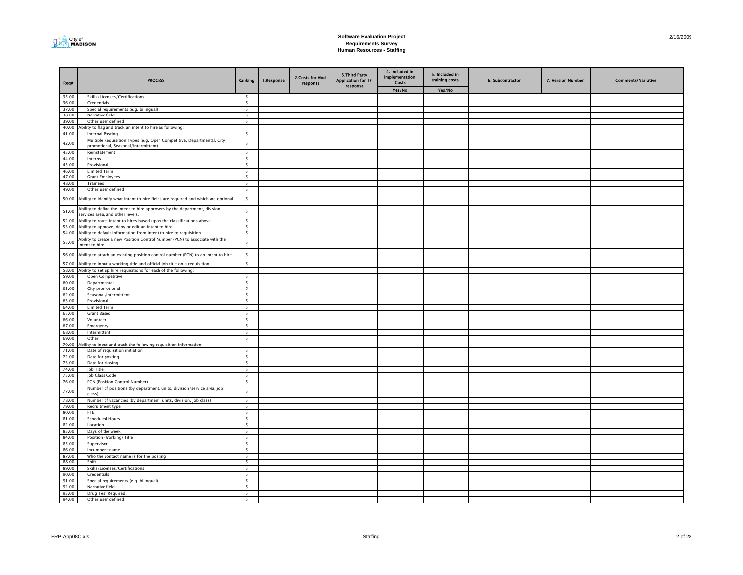# Software Evaluation Project
## Requirements Survey
### Human Resources - Staffing

| Req# | PROCESS | Ranking | 1.Response | 2.Costs for Mod response | 3.Third Party Application for TP response | 4. Included in Implementation Costs | 5. Included in training costs | 6. Subcontractor | 7. Version Number | Comments/Narrative |
|---|---|---|---|---|---|---|---|---|---|---|
| | | | | | | Yes/No | Yes/No | | | |
| 35.00 | Skills/Licenses/Certifications | 5 | | | | | | | | |
| 36.00 | Credentials | 5 | | | | | | | | |
| 37.00 | Special requirements (e.g. bilingual) | 5 | | | | | | | | |
| 38.00 | Narrative field | 5 | | | | | | | | |
| 39.00 | Other user defined | 5 | | | | | | | | |
| 40.00 | Ability to flag and track an intent to hire as following: | | | | | | | | | |
| 41.00 | Internal Posting | 5 | | | | | | | | |
| 42.00 | Multiple Requisition Types (e.g. Open Competitive, Departmental, City promotional, Seasonal/Intermittent) | 5 | | | | | | | | |
| 43.00 | Reinstatement | 5 | | | | | | | | |
| 44.00 | Interns | 5 | | | | | | | | |
| 45.00 | Provisional | 5 | | | | | | | | |
| 46.00 | Limited Term | 5 | | | | | | | | |
| 47.00 | Grant Employees | 5 | | | | | | | | |
| 48.00 | Trainees | 5 | | | | | | | | |
| 49.00 | Other user defined | 5 | | | | | | | | |
| 50.00 | Ability to identify what intent to hire fields are required and which are optional. | 5 | | | | | | | | |
| 51.00 | Ability to define the intent to hire approvers by the department, division, services area, and other levels. | 5 | | | | | | | | |
| 52.00 | Ability to route intent to hires based upon the classifications above. | 5 | | | | | | | | |
| 53.00 | Ability to approve, deny or edit an intent to hire. | 5 | | | | | | | | |
| 54.00 | Ability to default information from intent to hire to requisition. | 5 | | | | | | | | |
| 55.00 | Ability to create a new Position Control Number (PCN) to associate with the intent to hire. | 5 | | | | | | | | |
| 56.00 | Ability to attach an existing position control number (PCN) to an intent to hire. | 5 | | | | | | | | |
| 57.00 | Ability to input a working title and official job title on a requisition. | 5 | | | | | | | | |
| 58.00 | Ability to set up hire requisitions for each of the following: | | | | | | | | | |
| 59.00 | Open Competitive | 5 | | | | | | | | |
| 60.00 | Departmental | 5 | | | | | | | | |
| 61.00 | City promotional | 5 | | | | | | | | |
| 62.00 | Seasonal/Intermittent | 5 | | | | | | | | |
| 63.00 | Provisional | 5 | | | | | | | | |
| 64.00 | Limited Term | 5 | | | | | | | | |
| 65.00 | Grant Based | 5 | | | | | | | | |
| 66.00 | Volunteer | 5 | | | | | | | | |
| 67.00 | Emergency | 5 | | | | | | | | |
| 68.00 | Intermittent | 5 | | | | | | | | |
| 69.00 | Other | 5 | | | | | | | | |
| 70.00 | Ability to input and track the following requisition information: | | | | | | | | | |
| 71.00 | Date of requisition initiation | 5 | | | | | | | | |
| 72.00 | Date for posting | 5 | | | | | | | | |
| 73.00 | Date for closing | 5 | | | | | | | | |
| 74.00 | Job Title | 5 | | | | | | | | |
| 75.00 | Job Class Code | 5 | | | | | | | | |
| 76.00 | PCN (Position Control Number) | 5 | | | | | | | | |
| 77.00 | Number of positions (by department, units, division/service area, job class) | 5 | | | | | | | | |
| 78.00 | Number of vacancies (by department, units, division, job class) | 5 | | | | | | | | |
| 79.00 | Recruitment type | 5 | | | | | | | | |
| 80.00 | FTE | 5 | | | | | | | | |
| 81.00 | Scheduled Hours | 5 | | | | | | | | |
| 82.00 | Location | 5 | | | | | | | | |
| 83.00 | Days of the week | 5 | | | | | | | | |
| 84.00 | Position (Working) Title | 5 | | | | | | | | |
| 85.00 | Supervisor | 5 | | | | | | | | |
| 86.00 | Incumbent name | 5 | | | | | | | | |
| 87.00 | Who the contact name is for the posting | 5 | | | | | | | | |
| 88.00 | Shift | 5 | | | | | | | | |
| 89.00 | Skills/Licenses/Certifications | 5 | | | | | | | | |
| 90.00 | Credentials | 5 | | | | | | | | |
| 91.00 | Special requirements (e.g. bilingual) | 5 | | | | | | | | |
| 92.00 | Narrative field | 5 | | | | | | | | |
| 93.00 | Drug Test Required | 5 | | | | | | | | |
| 94.00 | Other user defined | 5 | | | | | | | | |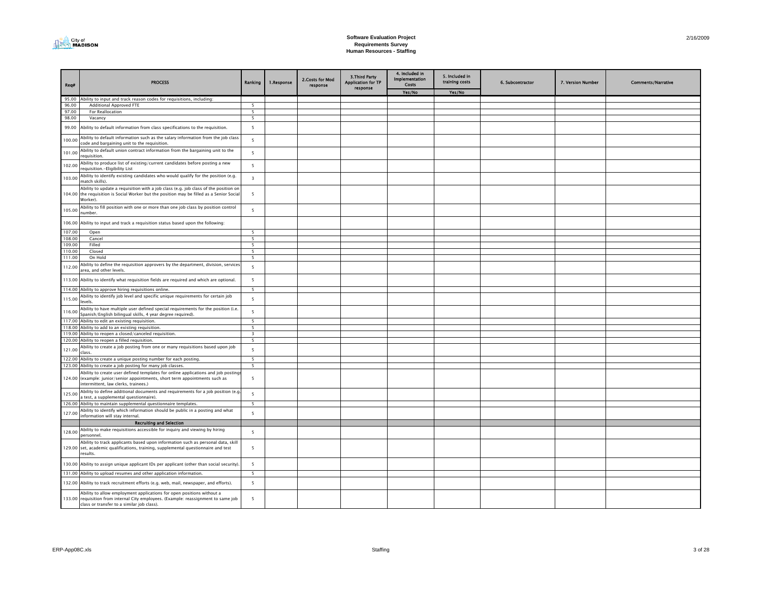# Software Evaluation Project
## Requirements Survey
## Human Resources - Staffing

| Req# | PROCESS | Ranking | 1.Response | 2.Costs for Mod response | 3.Third Party Application for TP response | 4. Included in Implementation Costs | 5. Included in training costs | 6. Subcontractor | 7. Version Number | Comments/Narrative |
|---|---|---|---|---|---|---|---|---|---|---|
| | | | | | | Yes/No | Yes/No | | | |
| 95.00 | Ability to input and track reason codes for requisitions, including: | | | | | | | | | |
| 96.00 | Additional Approved FTE | 5 | | | | | | | | |
| 97.00 | For Reallocation | 5 | | | | | | | | |
| 98.00 | Vacancy | 5 | | | | | | | | |
| 99.00 | Ability to default information from class specifications to the requisition. | 5 | | | | | | | | |
| 100.00 | Ability to default information such as the salary information from the job class code and bargaining unit to the requisition. | 5 | | | | | | | | |
| 101.00 | Ability to default union contract information from the bargaining unit to the requisition. | 5 | | | | | | | | |
| 102.00 | Ability to produce list of existing/current candidates before posting a new requisition.-Eligibility List | 5 | | | | | | | | |
| 103.00 | Ability to identify existing candidates who would qualify for the position (e.g. match skills). | 3 | | | | | | | | |
| 104.00 | Ability to update a requisition with a job class (e.g. job class of the position on the requisition is Social Worker but the position may be filled as a Senior Social Worker). | 5 | | | | | | | | |
| 105.00 | Ability to fill position with one or more than one job class by position control number. | 5 | | | | | | | | |
| 106.00 | Ability to input and track a requisition status based upon the following: | | | | | | | | | |
| 107.00 | Open | 5 | | | | | | | | |
| 108.00 | Cancel | 5 | | | | | | | | |
| 109.00 | Filled | 5 | | | | | | | | |
| 110.00 | Closed | 5 | | | | | | | | |
| 111.00 | On Hold | 5 | | | | | | | | |
| 112.00 | Ability to define the requisition approvers by the department, division, services area, and other levels. | 5 | | | | | | | | |
| 113.00 | Ability to identify what requisition fields are required and which are optional. | 5 | | | | | | | | |
| 114.00 | Ability to approve hiring requisitions online. | 5 | | | | | | | | |
| 115.00 | Ability to identify job level and specific unique requirements for certain job levels. | 5 | | | | | | | | |
| 116.00 | Ability to have multiple user defined special requirements for the position (i.e. Spanish/English bilingual skills, 4 year degree required). | 5 | | | | | | | | |
| 117.00 | Ability to edit an existing requisition. | 5 | | | | | | | | |
| 118.00 | Ability to add to an existing requisition. | 5 | | | | | | | | |
| 119.00 | Ability to reopen a closed/canceled requisition. | 3 | | | | | | | | |
| 120.00 | Ability to reopen a filled requisition. | 5 | | | | | | | | |
| 121.00 | Ability to create a job posting from one or many requisitions based upon job class. | 5 | | | | | | | | |
| 122.00 | Ability to create a unique posting number for each posting. | 5 | | | | | | | | |
| 123.00 | Ability to create a job posting for many job classes. | 5 | | | | | | | | |
| 124.00 | Ability to create user defined templates for online applications and job postings (example: junior/senior appointments, short term appointments such as intermittent, law clerks, trainees.) | 5 | | | | | | | | |
| 125.00 | Ability to define additional documents and requirements for a job position (e.g. a test, a supplemental questionnaire). | 5 | | | | | | | | |
| 126.00 | Ability to maintain supplemental questionnaire templates. | 5 | | | | | | | | |
| 127.00 | Ability to identify which information should be public in a posting and what information will stay internal. | 5 | | | | | | | | |
| | **Recruiting and Selection** | | | | | | | | | |
| 128.00 | Ability to make requisitions accessible for inquiry and viewing by hiring personnel. | 5 | | | | | | | | |
| 129.00 | Ability to track applicants based upon information such as personal data, skill set, academic qualifications, training, supplemental questionnaire and test results. | 5 | | | | | | | | |
| 130.00 | Ability to assign unique applicant IDs per applicant (other than social security). | 5 | | | | | | | | |
| 131.00 | Ability to upload resumes and other application information. | 5 | | | | | | | | |
| 132.00 | Ability to track recruitment efforts (e.g. web, mail, newspaper, and efforts). | 5 | | | | | | | | |
| 133.00 | Ability to allow employment applications for open positions without a requisition from internal City employees. (Example: reassignment to same job class or transfer to a similar job class). | 5 | | | | | | | | |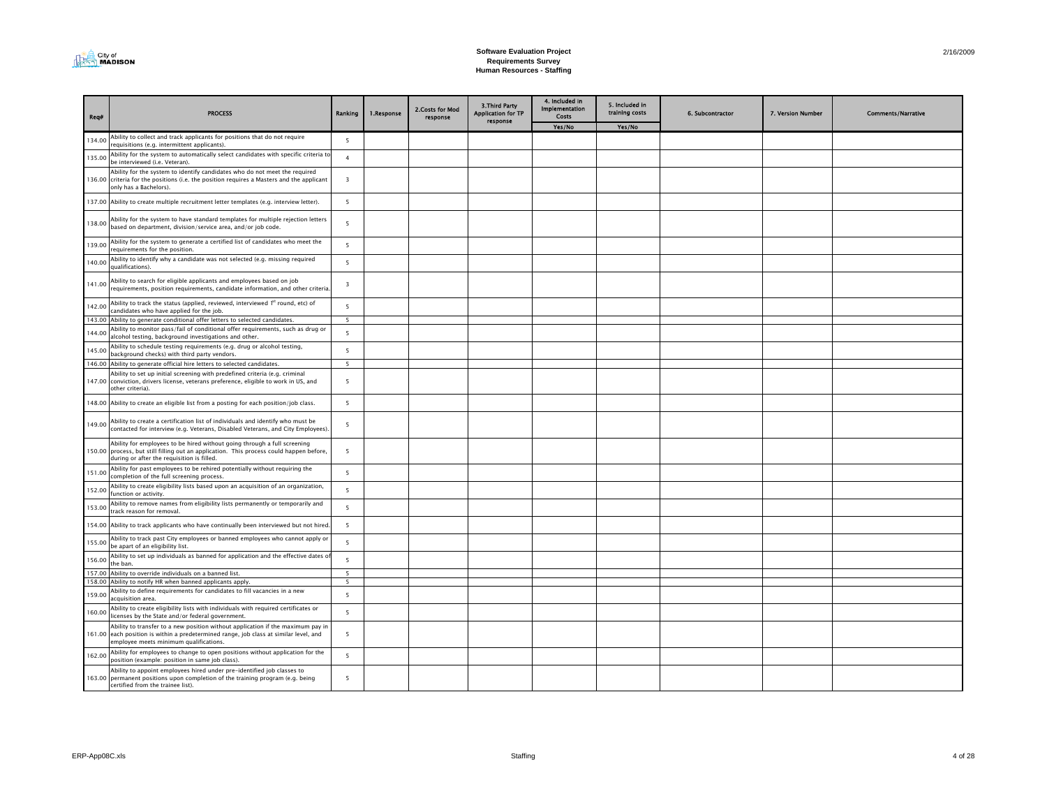**Software Evaluation Project**
**Requirements Survey**
**Human Resources - Staffing**

| Req# | PROCESS | Ranking | 1.Response | 2.Costs for Mod response | 3.Third Party Application for TP response | 4. Included in Implementation Costs | 5. Included in training costs | 6. Subcontractor | 7. Version Number | Comments/Narrative |
|---|---|---|---|---|---|---|---|---|---|---|
| | | | | | | Yes/No | Yes/No | | | |
| 134.00 | Ability to collect and track applicants for positions that do not require requisitions (e.g. intermittent applicants). | 5 | | | | | | | | |
| 135.00 | Ability for the system to automatically select candidates with specific criteria to be interviewed (i.e. Veteran). | 4 | | | | | | | | |
| 136.00 | Ability for the system to identify candidates who do not meet the required criteria for the positions (i.e. the position requires a Masters and the applicant only has a Bachelors). | 3 | | | | | | | | |
| 137.00 | Ability to create multiple recruitment letter templates (e.g. interview letter). | 5 | | | | | | | | |
| 138.00 | Ability for the system to have standard templates for multiple rejection letters based on department, division/service area, and/or job code. | 5 | | | | | | | | |
| 139.00 | Ability for the system to generate a certified list of candidates who meet the requirements for the position. | 5 | | | | | | | | |
| 140.00 | Ability to identify why a candidate was not selected (e.g. missing required qualifications). | 5 | | | | | | | | |
| 141.00 | Ability to search for eligible applicants and employees based on job requirements, position requirements, candidate information, and other criteria. | 3 | | | | | | | | |
| 142.00 | Ability to track the status (applied, reviewed, interviewed 1st round, etc) of candidates who have applied for the job. | 5 | | | | | | | | |
| 143.00 | Ability to generate conditional offer letters to selected candidates. | 5 | | | | | | | | |
| 144.00 | Ability to monitor pass/fail of conditional offer requirements, such as drug or alcohol testing, background investigations and other. | 5 | | | | | | | | |
| 145.00 | Ability to schedule testing requirements (e.g. drug or alcohol testing, background checks) with third party vendors. | 5 | | | | | | | | |
| 146.00 | Ability to generate official hire letters to selected candidates. | 5 | | | | | | | | |
| 147.00 | Ability to set up initial screening with predefined criteria (e.g. criminal conviction, drivers license, veterans preference, eligible to work in US, and other criteria). | 5 | | | | | | | | |
| 148.00 | Ability to create an eligible list from a posting for each position/job class. | 5 | | | | | | | | |
| 149.00 | Ability to create a certification list of individuals and identify who must be contacted for interview (e.g. Veterans, Disabled Veterans, and City Employees). | 5 | | | | | | | | |
| 150.00 | Ability for employees to be hired without going through a full screening process, but still filling out an application. This process could happen before, during or after the requisition is filled. | 5 | | | | | | | | |
| 151.00 | Ability for past employees to be rehired potentially without requiring the completion of the full screening process. | 5 | | | | | | | | |
| 152.00 | Ability to create eligibility lists based upon an acquisition of an organization, function or activity. | 5 | | | | | | | | |
| 153.00 | Ability to remove names from eligibility lists permanently or temporarily and track reason for removal. | 5 | | | | | | | | |
| 154.00 | Ability to track applicants who have continually been interviewed but not hired. | 5 | | | | | | | | |
| 155.00 | Ability to track past City employees or banned employees who cannot apply or be apart of an eligibility list. | 5 | | | | | | | | |
| 156.00 | Ability to set up individuals as banned for application and the effective dates of the ban. | 5 | | | | | | | | |
| 157.00 | Ability to override individuals on a banned list. | 5 | | | | | | | | |
| 158.00 | Ability to notify HR when banned applicants apply. | 5 | | | | | | | | |
| 159.00 | Ability to define requirements for candidates to fill vacancies in a new acquisition area. | 5 | | | | | | | | |
| 160.00 | Ability to create eligibility lists with individuals with required certificates or licenses by the State and/or federal government. | 5 | | | | | | | | |
| 161.00 | Ability to transfer to a new position without application if the maximum pay in each position is within a predetermined range, job class at similar level, and employee meets minimum qualifications. | 5 | | | | | | | | |
| 162.00 | Ability for employees to change to open positions without application for the position (example: position in same job class). | 5 | | | | | | | | |
| 163.00 | Ability to appoint employees hired under pre-identified job classes to permanent positions upon completion of the training program (e.g. being certified from the trainee list). | 5 | | | | | | | | |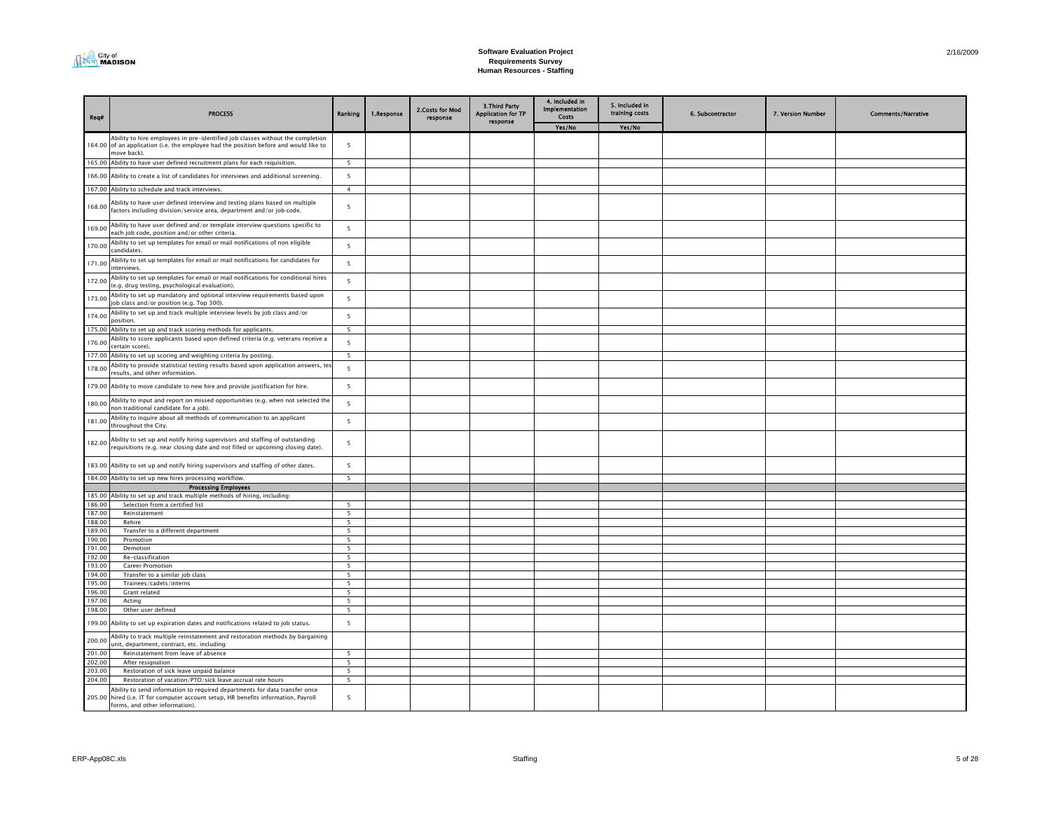# Software Evaluation Project
## Requirements Survey
### Human Resources - Staffing

| Req# | PROCESS | Ranking | 1.Response | 2.Costs for Mod response | 3.Third Party Application for TP response | 4. Included in Implementation Costs | 5. Included in training costs | 6. Subcontractor | 7. Version Number | Comments/Narrative |
|---|---|---|---|---|---|---|---|---|---|---|
| | | | | | | Yes/No | Yes/No | | | |
| 164.00 | Ability to hire employees in pre-identified job classes without the completion of an application (i.e. the employee had the position before and would like to move back). | 5 | | | | | | | | |
| 165.00 | Ability to have user defined recruitment plans for each requisition. | 5 | | | | | | | | |
| 166.00 | Ability to create a list of candidates for interviews and additional screening. | 5 | | | | | | | | |
| 167.00 | Ability to schedule and track interviews. | 4 | | | | | | | | |
| 168.00 | Ability to have user defined interview and testing plans based on multiple factors including division/service area, department and/or job code. | 5 | | | | | | | | |
| 169.00 | Ability to have user defined and/or template interview questions specific to each job code, position and/or other criteria. | 5 | | | | | | | | |
| 170.00 | Ability to set up templates for email or mail notifications of non eligible candidates. | 5 | | | | | | | | |
| 171.00 | Ability to set up templates for email or mail notifications for candidates for interviews. | 5 | | | | | | | | |
| 172.00 | Ability to set up templates for email or mail notifications for conditional hires (e.g. drug testing, psychological evaluation). | 5 | | | | | | | | |
| 173.00 | Ability to set up mandatory and optional interview requirements based upon job class and/or position (e.g. Top 300). | 5 | | | | | | | | |
| 174.00 | Ability to set up and track multiple interview levels by job class and/or position. | 5 | | | | | | | | |
| 175.00 | Ability to set up and track scoring methods for applicants. | 5 | | | | | | | | |
| 176.00 | Ability to score applicants based upon defined criteria (e.g. veterans receive a certain score). | 5 | | | | | | | | |
| 177.00 | Ability to set up scoring and weighting criteria by posting. | 5 | | | | | | | | |
| 178.00 | Ability to provide statistical testing results based upon application answers, test results, and other information. | 5 | | | | | | | | |
| 179.00 | Ability to move candidate to new hire and provide justification for hire. | 5 | | | | | | | | |
| 180.00 | Ability to input and report on missed opportunities (e.g. when not selected the non traditional candidate for a job). | 5 | | | | | | | | |
| 181.00 | Ability to inquire about all methods of communication to an applicant throughout the City. | 5 | | | | | | | | |
| 182.00 | Ability to set up and notify hiring supervisors and staffing of outstanding requisitions (e.g. near closing date and not filled or upcoming closing date). | 5 | | | | | | | | |
| 183.00 | Ability to set up and notify hiring supervisors and staffing of other dates. | 5 | | | | | | | | |
| 184.00 | Ability to set up new hires processing workflow. | 5 | | | | | | | | |
| | **Processing Employees** | | | | | | | | | |
| 185.00 | Ability to set up and track multiple methods of hiring, including: | | | | | | | | | |
| 186.00 | Selection from a certified list | 5 | | | | | | | | |
| 187.00 | Reinstatement | 5 | | | | | | | | |
| 188.00 | Rehire | 5 | | | | | | | | |
| 189.00 | Transfer to a different department | 5 | | | | | | | | |
| 190.00 | Promotion | 5 | | | | | | | | |
| 191.00 | Demotion | 5 | | | | | | | | |
| 192.00 | Re-classification | 5 | | | | | | | | |
| 193.00 | Career Promotion | 5 | | | | | | | | |
| 194.00 | Transfer to a similar job class | 5 | | | | | | | | |
| 195.00 | Trainees/cadets/interns | 5 | | | | | | | | |
| 196.00 | Grant related | 5 | | | | | | | | |
| 197.00 | Acting | 5 | | | | | | | | |
| 198.00 | Other user defined | 5 | | | | | | | | |
| 199.00 | Ability to set up expiration dates and notifications related to job status. | 5 | | | | | | | | |
| 200.00 | Ability to track multiple reinstatement and restoration methods by bargaining unit, department, contract, etc. including: | | | | | | | | | |
| 201.00 | Reinstatement from leave of absence | 5 | | | | | | | | |
| 202.00 | After resignation | 5 | | | | | | | | |
| 203.00 | Restoration of sick leave unpaid balance | 5 | | | | | | | | |
| 204.00 | Restoration of vacation/PTO/sick leave accrual rate hours | 5 | | | | | | | | |
| 205.00 | Ability to send information to required departments for data transfer once hired (i.e. IT for computer account setup, HR benefits information, Payroll forms, and other information). | 5 | | | | | | | | |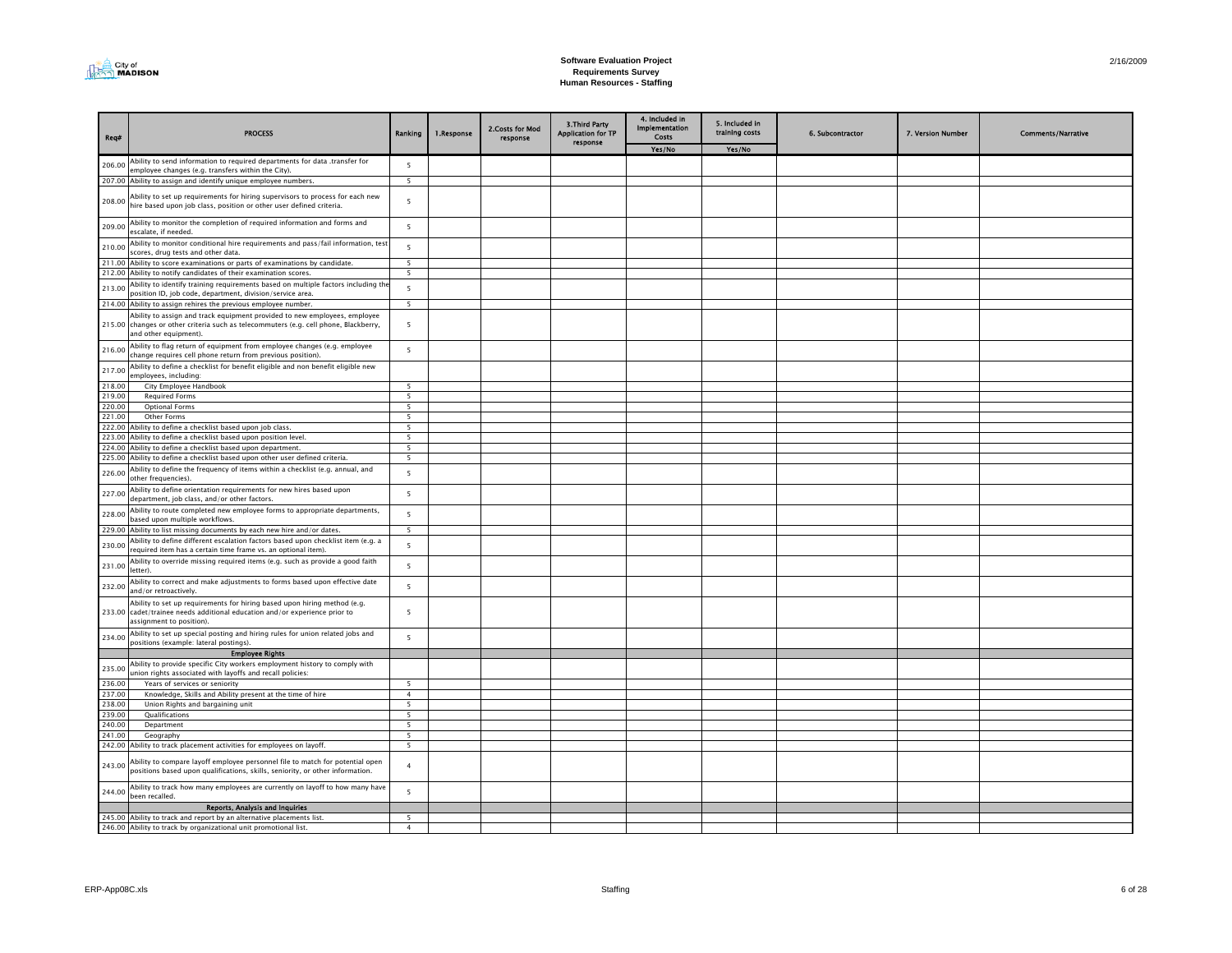# Software Evaluation Project
## Requirements Survey
## Human Resources - Staffing

| Req# | PROCESS | Ranking | 1.Response | 2.Costs for Mod response | 3.Third Party Application for TP response | 4. Included in Implementation Costs | 5. Included in training costs | 6. Subcontractor | 7. Version Number | Comments/Narrative |
|---|---|---|---|---|---|---|---|---|---|---|
| | | | | | | Yes/No | Yes/No | | | |
| 206.00 | Ability to send information to required departments for data .transfer for employee changes (e.g. transfers within the City). | 5 | | | | | | | | |
| 207.00 | Ability to assign and identify unique employee numbers. | 5 | | | | | | | | |
| 208.00 | Ability to set up requirements for hiring supervisors to process for each new hire based upon job class, position or other user defined criteria. | 5 | | | | | | | | |
| 209.00 | Ability to monitor the completion of required information and forms and escalate, if needed. | 5 | | | | | | | | |
| 210.00 | Ability to monitor conditional hire requirements and pass/fail information, test scores, drug tests and other data. | 5 | | | | | | | | |
| 211.00 | Ability to score examinations or parts of examinations by candidate. | 5 | | | | | | | | |
| 212.00 | Ability to notify candidates of their examination scores. | 5 | | | | | | | | |
| 213.00 | Ability to identify training requirements based on multiple factors including the position ID, job code, department, division/service area. | 5 | | | | | | | | |
| 214.00 | Ability to assign rehires the previous employee number. | 5 | | | | | | | | |
| 215.00 | Ability to assign and track equipment provided to new employees, employee changes or other criteria such as telecommuters (e.g. cell phone, Blackberry, and other equipment). | 5 | | | | | | | | |
| 216.00 | Ability to flag return of equipment from employee changes (e.g. employee change requires cell phone return from previous position). | 5 | | | | | | | | |
| 217.00 | Ability to define a checklist for benefit eligible and non benefit eligible new employees, including: | | | | | | | | | |
| 218.00 | City Employee Handbook | 5 | | | | | | | | |
| 219.00 | Required Forms | 5 | | | | | | | | |
| 220.00 | Optional Forms | 5 | | | | | | | | |
| 221.00 | Other Forms | 5 | | | | | | | | |
| 222.00 | Ability to define a checklist based upon job class. | 5 | | | | | | | | |
| 223.00 | Ability to define a checklist based upon position level. | 5 | | | | | | | | |
| 224.00 | Ability to define a checklist based upon department. | 5 | | | | | | | | |
| 225.00 | Ability to define a checklist based upon other user defined criteria. | 5 | | | | | | | | |
| 226.00 | Ability to define the frequency of items within a checklist (e.g. annual, and other frequencies). | 5 | | | | | | | | |
| 227.00 | Ability to define orientation requirements for new hires based upon department, job class, and/or other factors. | 5 | | | | | | | | |
| 228.00 | Ability to route completed new employee forms to appropriate departments, based upon multiple workflows. | 5 | | | | | | | | |
| 229.00 | Ability to list missing documents by each new hire and/or dates. | 5 | | | | | | | | |
| 230.00 | Ability to define different escalation factors based upon checklist item (e.g. a required item has a certain time frame vs. an optional item). | 5 | | | | | | | | |
| 231.00 | Ability to override missing required items (e.g. such as provide a good faith letter). | 5 | | | | | | | | |
| 232.00 | Ability to correct and make adjustments to forms based upon effective date and/or retroactively. | 5 | | | | | | | | |
| 233.00 | Ability to set up requirements for hiring based upon hiring method (e.g. cadet/trainee needs additional education and/or experience prior to assignment to position). | 5 | | | | | | | | |
| 234.00 | Ability to set up special posting and hiring rules for union related jobs and positions (example: lateral postings). | 5 | | | | | | | | |
| | **Employee Rights** | | | | | | | | | |
| 235.00 | Ability to provide specific City workers employment history to comply with union rights associated with layoffs and recall policies: | | | | | | | | | |
| 236.00 | Years of services or seniority | 5 | | | | | | | | |
| 237.00 | Knowledge, Skills and Ability present at the time of hire | 4 | | | | | | | | |
| 238.00 | Union Rights and bargaining unit | 5 | | | | | | | | |
| 239.00 | Qualifications | 5 | | | | | | | | |
| 240.00 | Department | 5 | | | | | | | | |
| 241.00 | Geography | 5 | | | | | | | | |
| 242.00 | Ability to track placement activities for employees on layoff. | 5 | | | | | | | | |
| 243.00 | Ability to compare layoff employee personnel file to match for potential open positions based upon qualifications, skills, seniority, or other information. | 4 | | | | | | | | |
| 244.00 | Ability to track how many employees are currently on layoff to how many have been recalled. | 5 | | | | | | | | |
| | **Reports, Analysis and Inquiries** | | | | | | | | | |
| 245.00 | Ability to track and report by an alternative placements list. | 5 | | | | | | | | |
| 246.00 | Ability to track by organizational unit promotional list. | 4 | | | | | | | | |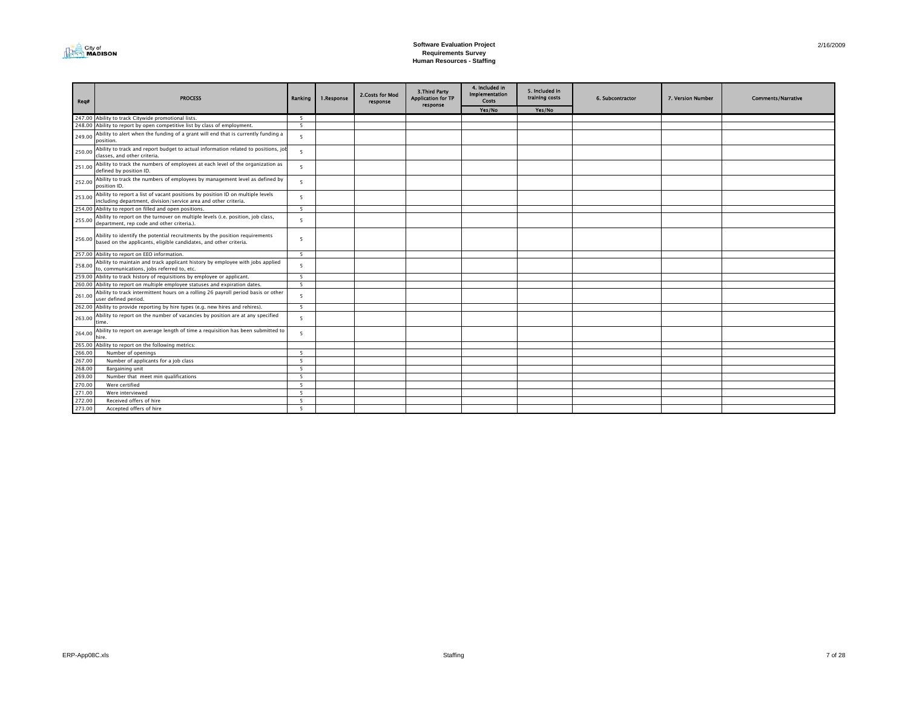# Software Evaluation Project
## Requirements Survey
### Human Resources - Staffing

| Req# | PROCESS | Ranking | 1.Response | 2.Costs for Mod response | 3.Third Party Application for TP response | 4. Included in Implementation Costs | 5. Included in training costs | 6. Subcontractor | 7. Version Number | Comments/Narrative |
|---|---|---|---|---|---|---|---|---|---|---|
| | | | | | | Yes/No | Yes/No | | | |
| 247.00 | Ability to track Citywide promotional lists. | 5 | | | | | | | | |
| 248.00 | Ability to report by open competitive list by class of employment. | 5 | | | | | | | | |
| 249.00 | Ability to alert when the funding of a grant will end that is currently funding a position. | 5 | | | | | | | | |
| 250.00 | Ability to track and report budget to actual information related to positions, job classes, and other criteria. | 5 | | | | | | | | |
| 251.00 | Ability to track the numbers of employees at each level of the organization as defined by position ID. | 5 | | | | | | | | |
| 252.00 | Ability to track the numbers of employees by management level as defined by position ID. | 5 | | | | | | | | |
| 253.00 | Ability to report a list of vacant positions by position ID on multiple levels including department, division/service area and other criteria. | 5 | | | | | | | | |
| 254.00 | Ability to report on filled and open positions. | 5 | | | | | | | | |
| 255.00 | Ability to report on the turnover on multiple levels (i.e. position, job class, department, rep code and other criteria.). | 5 | | | | | | | | |
| 256.00 | Ability to identify the potential recruitments by the position requirements based on the applicants, eligible candidates, and other criteria. | 5 | | | | | | | | |
| 257.00 | Ability to report on EEO information. | 5 | | | | | | | | |
| 258.00 | Ability to maintain and track applicant history by employee with jobs applied to, communications, jobs referred to, etc. | 5 | | | | | | | | |
| 259.00 | Ability to track history of requisitions by employee or applicant. | 5 | | | | | | | | |
| 260.00 | Ability to report on multiple employee statuses and expiration dates. | 5 | | | | | | | | |
| 261.00 | Ability to track intermittent hours on a rolling 26 payroll period basis or other user defined period. | 5 | | | | | | | | |
| 262.00 | Ability to provide reporting by hire types (e.g. new hires and rehires). | 5 | | | | | | | | |
| 263.00 | Ability to report on the number of vacancies by position are at any specified time. | 5 | | | | | | | | |
| 264.00 | Ability to report on average length of time a requisition has been submitted to hire. | 5 | | | | | | | | |
| 265.00 | Ability to report on the following metrics: | | | | | | | | | |
| 266.00 | Number of openings | 5 | | | | | | | | |
| 267.00 | Number of applicants for a job class | 5 | | | | | | | | |
| 268.00 | Bargaining unit | 5 | | | | | | | | |
| 269.00 | Number that meet min qualifications | 5 | | | | | | | | |
| 270.00 | Were certified | 5 | | | | | | | | |
| 271.00 | Were interviewed | 5 | | | | | | | | |
| 272.00 | Received offers of hire | 5 | | | | | | | | |
| 273.00 | Accepted offers of hire | 5 | | | | | | | | |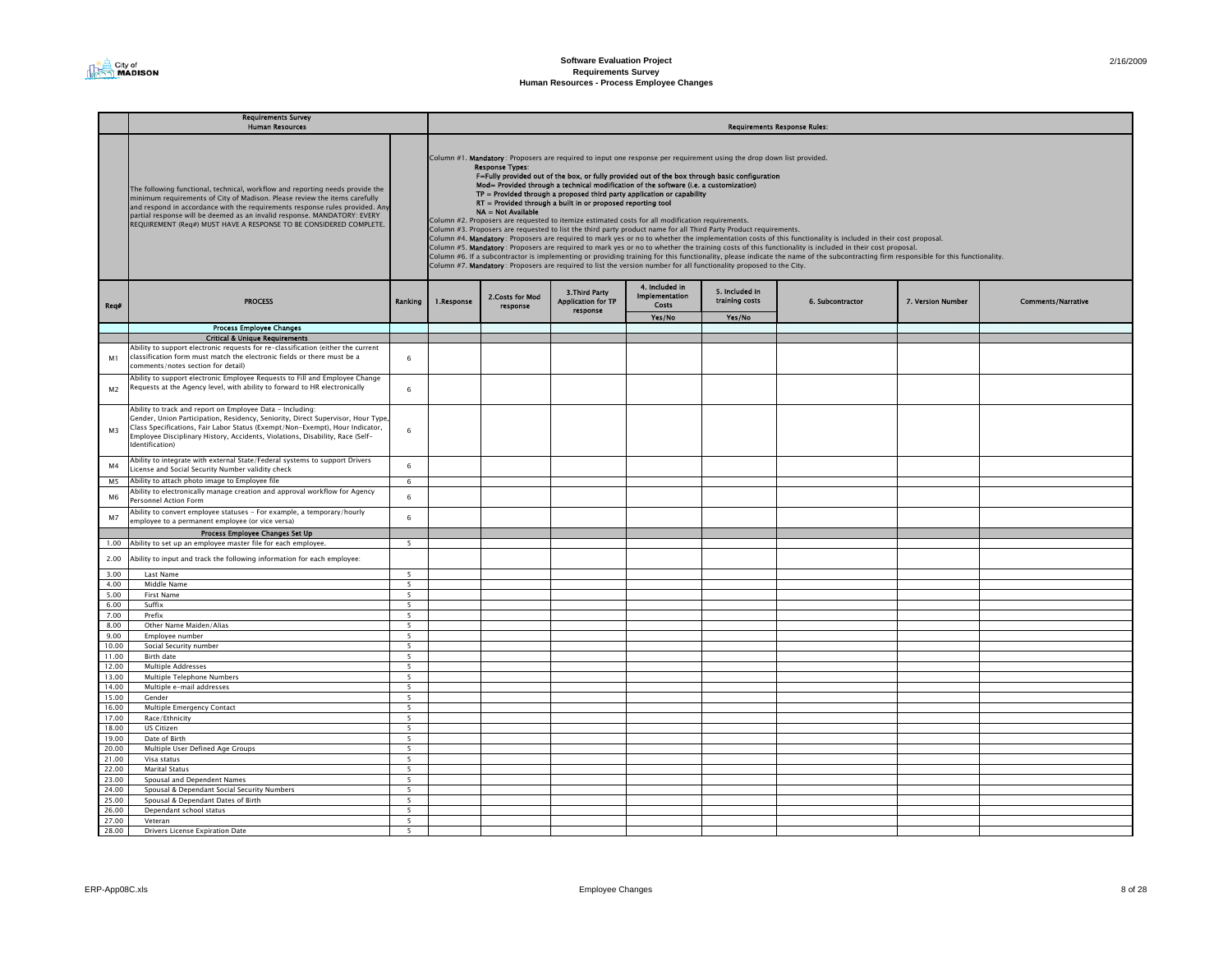# Software Evaluation Project
## Requirements Survey
## Human Resources - Process Employee Changes

| | Requirements Survey<br>Human Resources | | Requirements Response Rules: | | | | | | | |
|---|---|---|---|---|---|---|---|---|---|---|
| | The following functional, technical, workflow and reporting needs provide the minimum requirements of City of Madison. Please review the items carefully and respond in accordance with the requirements response rules provided. Any partial response will be deemed as an invalid response. MANDATORY: EVERY REQUIREMENT (Req#) MUST HAVE A RESPONSE TO BE CONSIDERED COMPLETE. | | Column #1. **Mandatory**: Proposers are required to input one response per requirement using the drop down list provided.<br>**Response Types:**<br>**F=Fully provided out of the box, or fully provided out of the box through basic configuration**<br>**Mod= Provided through a technical modification of the software (i.e. a customization)**<br>**TP = Provided through a proposed third party application or capability**<br>**RT = Provided through a built in or proposed reporting tool**<br>**NA = Not Available**<br>Column #2. Proposers are requested to itemize estimated costs for all modification requirements.<br>Column #3. Proposers are requested to list the third party product name for all Third Party Product requirements.<br>Column #4. **Mandatory**: Proposers are required to mark yes or no to whether the implementation costs of this functionality is included in their cost proposal.<br>Column #5. **Mandatory**: Proposers are required to mark yes or no to whether the training costs of this functionality is included in their cost proposal.<br>Column #6. If a subcontractor is implementing or providing training for this functionality, please indicate the name of the subcontracting firm responsible for this functionality.<br>Column #7. **Mandatory**: Proposers are required to list the version number for all functionality proposed to the City. | | | | | | | |
| Req# | PROCESS | Ranking | 1.Response | 2.Costs for Mod response | 3.Third Party Application for TP response | 4. Included in Implementation Costs<br>Yes/No | 5. Included in training costs<br>Yes/No | 6. Subcontractor | 7. Version Number | Comments/Narrative |
| | **Process Employee Changes** | | | | | | | | | |
| | **Critical & Unique Requirements** | | | | | | | | | |
| M1 | Ability to support electronic requests for re-classification (either the current classification form must match the electronic fields or there must be a comments/notes section for detail) | 6 | | | | | | | | |
| M2 | Ability to support electronic Employee Requests to Fill and Employee Change Requests at the Agency level, with ability to forward to HR electronically | 6 | | | | | | | | |
| M3 | Ability to track and report on Employee Data - Including: Gender, Union Participation, Residency, Seniority, Direct Supervisor, Hour Type, Class Specifications, Fair Labor Status (Exempt/Non-Exempt), Hour Indicator, Employee Disciplinary History, Accidents, Violations, Disability, Race (Self-Identification) | 6 | | | | | | | | |
| M4 | Ability to integrate with external State/Federal systems to support Drivers License and Social Security Number validity check | 6 | | | | | | | | |
| M5 | Ability to attach photo image to Employee file | 6 | | | | | | | | |
| M6 | Ability to electronically manage creation and approval workflow for Agency Personnel Action Form | 6 | | | | | | | | |
| M7 | Ability to convert employee statuses - For example, a temporary/hourly employee to a permanent employee (or vice versa) | 6 | | | | | | | | |
| | **Process Employee Changes Set Up** | | | | | | | | | |
| 1.00 | Ability to set up an employee master file for each employee. | 5 | | | | | | | | |
| 2.00 | Ability to input and track the following information for each employee: | | | | | | | | | |
| 3.00 | Last Name | 5 | | | | | | | | |
| 4.00 | Middle Name | 5 | | | | | | | | |
| 5.00 | First Name | 5 | | | | | | | | |
| 6.00 | Suffix | 5 | | | | | | | | |
| 7.00 | Prefix | 5 | | | | | | | | |
| 8.00 | Other Name Maiden/Alias | 5 | | | | | | | | |
| 9.00 | Employee number | 5 | | | | | | | | |
| 10.00 | Social Security number | 5 | | | | | | | | |
| 11.00 | Birth date | 5 | | | | | | | | |
| 12.00 | Multiple Addresses | 5 | | | | | | | | |
| 13.00 | Multiple Telephone Numbers | 5 | | | | | | | | |
| 14.00 | Multiple e-mail addresses | 5 | | | | | | | | |
| 15.00 | Gender | 5 | | | | | | | | |
| 16.00 | Multiple Emergency Contact | 5 | | | | | | | | |
| 17.00 | Race/Ethnicity | 5 | | | | | | | | |
| 18.00 | US Citizen | 5 | | | | | | | | |
| 19.00 | Date of Birth | 5 | | | | | | | | |
| 20.00 | Multiple User Defined Age Groups | 5 | | | | | | | | |
| 21.00 | Visa status | 5 | | | | | | | | |
| 22.00 | Marital Status | 5 | | | | | | | | |
| 23.00 | Spousal and Dependent Names | 5 | | | | | | | | |
| 24.00 | Spousal & Dependant Social Security Numbers | 5 | | | | | | | | |
| 25.00 | Spousal & Dependant Dates of Birth | 5 | | | | | | | | |
| 26.00 | Dependant school status | 5 | | | | | | | | |
| 27.00 | Veteran | 5 | | | | | | | | |
| 28.00 | Drivers License Expiration Date | 5 | | | | | | | | |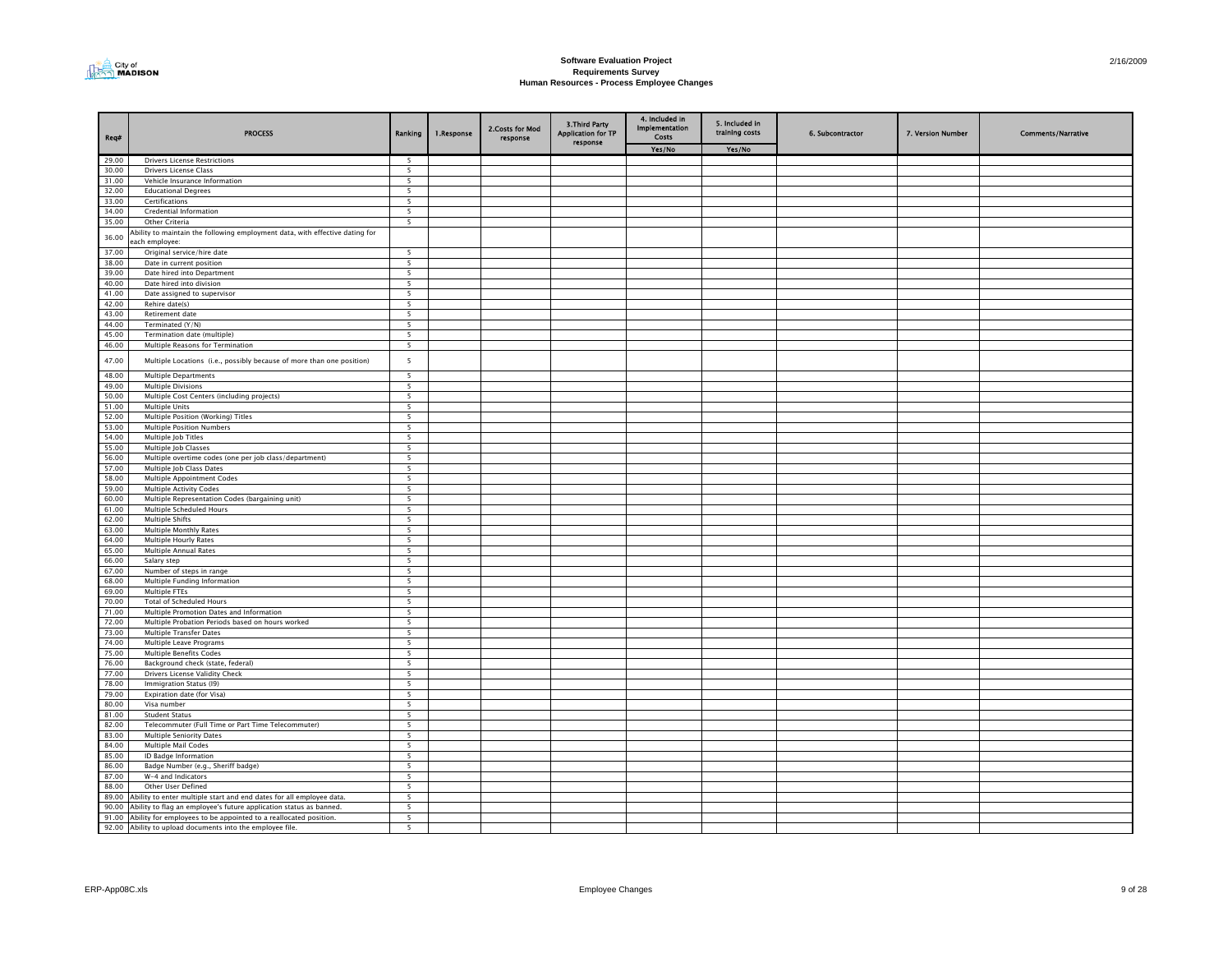# Software Evaluation Project
## Requirements Survey
## Human Resources - Process Employee Changes

| Req# | PROCESS | Ranking | 1.Response | 2.Costs for Mod response | 3.Third Party Application for TP response | 4. Included in Implementation Costs | 5. Included in training costs | 6. Subcontractor | 7. Version Number | Comments/Narrative |
|---|---|---|---|---|---|---|---|---|---|---|
| | | | | | | Yes/No | Yes/No | | | |
| 29.00 | Drivers License Restrictions | 5 | | | | | | | | |
| 30.00 | Drivers License Class | 5 | | | | | | | | |
| 31.00 | Vehicle Insurance Information | 5 | | | | | | | | |
| 32.00 | Educational Degrees | 5 | | | | | | | | |
| 33.00 | Certifications | 5 | | | | | | | | |
| 34.00 | Credential Information | 5 | | | | | | | | |
| 35.00 | Other Criteria | 5 | | | | | | | | |
| 36.00 | Ability to maintain the following employment data, with effective dating for each employee: | | | | | | | | | |
| 37.00 | Original service/hire date | 5 | | | | | | | | |
| 38.00 | Date in current position | 5 | | | | | | | | |
| 39.00 | Date hired into Department | 5 | | | | | | | | |
| 40.00 | Date hired into division | 5 | | | | | | | | |
| 41.00 | Date assigned to supervisor | 5 | | | | | | | | |
| 42.00 | Rehire date(s) | 5 | | | | | | | | |
| 43.00 | Retirement date | 5 | | | | | | | | |
| 44.00 | Terminated (Y/N) | 5 | | | | | | | | |
| 45.00 | Termination date (multiple) | 5 | | | | | | | | |
| 46.00 | Multiple Reasons for Termination | 5 | | | | | | | | |
| 47.00 | Multiple Locations (i.e., possibly because of more than one position) | 5 | | | | | | | | |
| 48.00 | Multiple Departments | 5 | | | | | | | | |
| 49.00 | Multiple Divisions | 5 | | | | | | | | |
| 50.00 | Multiple Cost Centers (including projects) | 5 | | | | | | | | |
| 51.00 | Multiple Units | 5 | | | | | | | | |
| 52.00 | Multiple Position (Working) Titles | 5 | | | | | | | | |
| 53.00 | Multiple Position Numbers | 5 | | | | | | | | |
| 54.00 | Multiple Job Titles | 5 | | | | | | | | |
| 55.00 | Multiple Job Classes | 5 | | | | | | | | |
| 56.00 | Multiple overtime codes (one per job class/department) | 5 | | | | | | | | |
| 57.00 | Multiple Job Class Dates | 5 | | | | | | | | |
| 58.00 | Multiple Appointment Codes | 5 | | | | | | | | |
| 59.00 | Multiple Activity Codes | 5 | | | | | | | | |
| 60.00 | Multiple Representation Codes (bargaining unit) | 5 | | | | | | | | |
| 61.00 | Multiple Scheduled Hours | 5 | | | | | | | | |
| 62.00 | Multiple Shifts | 5 | | | | | | | | |
| 63.00 | Multiple Monthly Rates | 5 | | | | | | | | |
| 64.00 | Multiple Hourly Rates | 5 | | | | | | | | |
| 65.00 | Multiple Annual Rates | 5 | | | | | | | | |
| 66.00 | Salary step | 5 | | | | | | | | |
| 67.00 | Number of steps in range | 5 | | | | | | | | |
| 68.00 | Multiple Funding Information | 5 | | | | | | | | |
| 69.00 | Multiple FTEs | 5 | | | | | | | | |
| 70.00 | Total of Scheduled Hours | 5 | | | | | | | | |
| 71.00 | Multiple Promotion Dates and Information | 5 | | | | | | | | |
| 72.00 | Multiple Probation Periods based on hours worked | 5 | | | | | | | | |
| 73.00 | Multiple Transfer Dates | 5 | | | | | | | | |
| 74.00 | Multiple Leave Programs | 5 | | | | | | | | |
| 75.00 | Multiple Benefits Codes | 5 | | | | | | | | |
| 76.00 | Background check (state, federal) | 5 | | | | | | | | |
| 77.00 | Drivers License Validity Check | 5 | | | | | | | | |
| 78.00 | Immigration Status (I9) | 5 | | | | | | | | |
| 79.00 | Expiration date (for Visa) | 5 | | | | | | | | |
| 80.00 | Visa number | 5 | | | | | | | | |
| 81.00 | Student Status | 5 | | | | | | | | |
| 82.00 | Telecommuter (Full Time or Part Time Telecommuter) | 5 | | | | | | | | |
| 83.00 | Multiple Seniority Dates | 5 | | | | | | | | |
| 84.00 | Multiple Mail Codes | 5 | | | | | | | | |
| 85.00 | ID Badge Information | 5 | | | | | | | | |
| 86.00 | Badge Number (e.g., Sheriff badge) | 5 | | | | | | | | |
| 87.00 | W-4 and Indicators | 5 | | | | | | | | |
| 88.00 | Other User Defined | 5 | | | | | | | | |
| 89.00 | Ability to enter multiple start and end dates for all employee data. | 5 | | | | | | | | |
| 90.00 | Ability to flag an employee's future application status as banned. | 5 | | | | | | | | |
| 91.00 | Ability for employees to be appointed to a reallocated position. | 5 | | | | | | | | |
| 92.00 | Ability to upload documents into the employee file. | 5 | | | | | | | | |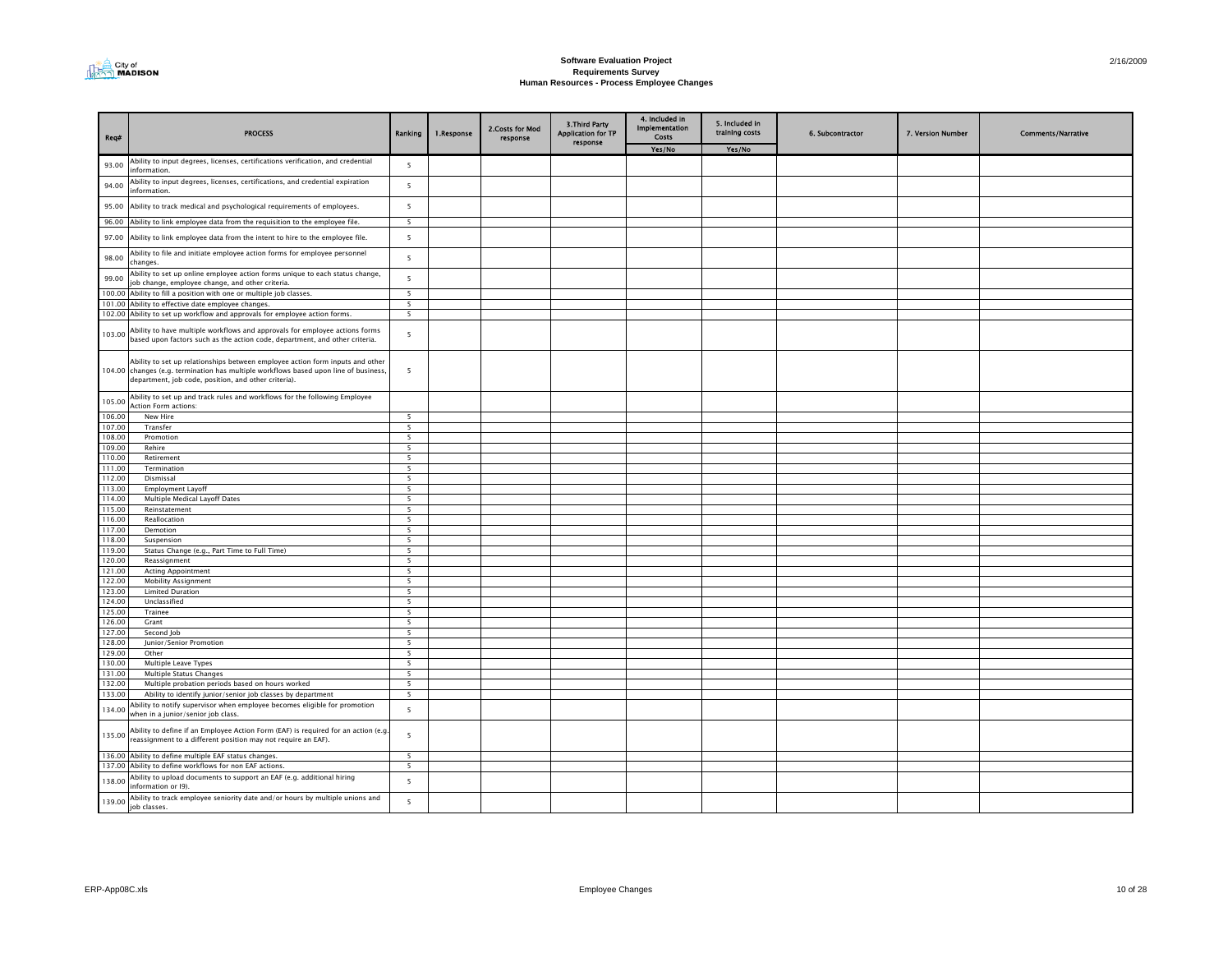# Software Evaluation Project
## Requirements Survey
### Human Resources - Process Employee Changes

| Req# | PROCESS | Ranking | 1.Response | 2.Costs for Mod response | 3.Third Party Application for TP response | 4. Included in Implementation Costs | 5. Included in training costs | 6. Subcontractor | 7. Version Number | Comments/Narrative |
|---|---|---|---|---|---|---|---|---|---|---|
| | | | | | | Yes/No | Yes/No | | | |
| 93.00 | Ability to input degrees, licenses, certifications verification, and credential information. | 5 | | | | | | | | |
| 94.00 | Ability to input degrees, licenses, certifications, and credential expiration information. | 5 | | | | | | | | |
| 95.00 | Ability to track medical and psychological requirements of employees. | 5 | | | | | | | | |
| 96.00 | Ability to link employee data from the requisition to the employee file. | 5 | | | | | | | | |
| 97.00 | Ability to link employee data from the intent to hire to the employee file. | 5 | | | | | | | | |
| 98.00 | Ability to file and initiate employee action forms for employee personnel changes. | 5 | | | | | | | | |
| 99.00 | Ability to set up online employee action forms unique to each status change, job change, employee change, and other criteria. | 5 | | | | | | | | |
| 100.00 | Ability to fill a position with one or multiple job classes. | 5 | | | | | | | | |
| 101.00 | Ability to effective date employee changes. | 5 | | | | | | | | |
| 102.00 | Ability to set up workflow and approvals for employee action forms. | 5 | | | | | | | | |
| 103.00 | Ability to have multiple workflows and approvals for employee actions forms based upon factors such as the action code, department, and other criteria. | 5 | | | | | | | | |
| 104.00 | Ability to set up relationships between employee action form inputs and other changes (e.g. termination has multiple workflows based upon line of business, department, job code, position, and other criteria). | 5 | | | | | | | | |
| 105.00 | Ability to set up and track rules and workflows for the following Employee Action Form actions: | | | | | | | | | |
| 106.00 | New Hire | 5 | | | | | | | | |
| 107.00 | Transfer | 5 | | | | | | | | |
| 108.00 | Promotion | 5 | | | | | | | | |
| 109.00 | Rehire | 5 | | | | | | | | |
| 110.00 | Retirement | 5 | | | | | | | | |
| 111.00 | Termination | 5 | | | | | | | | |
| 112.00 | Dismissal | 5 | | | | | | | | |
| 113.00 | Employment Layoff | 5 | | | | | | | | |
| 114.00 | Multiple Medical Layoff Dates | 5 | | | | | | | | |
| 115.00 | Reinstatement | 5 | | | | | | | | |
| 116.00 | Reallocation | 5 | | | | | | | | |
| 117.00 | Demotion | 5 | | | | | | | | |
| 118.00 | Suspension | 5 | | | | | | | | |
| 119.00 | Status Change (e.g., Part Time to Full Time) | 5 | | | | | | | | |
| 120.00 | Reassignment | 5 | | | | | | | | |
| 121.00 | Acting Appointment | 5 | | | | | | | | |
| 122.00 | Mobility Assignment | 5 | | | | | | | | |
| 123.00 | Limited Duration | 5 | | | | | | | | |
| 124.00 | Unclassified | 5 | | | | | | | | |
| 125.00 | Trainee | 5 | | | | | | | | |
| 126.00 | Grant | 5 | | | | | | | | |
| 127.00 | Second Job | 5 | | | | | | | | |
| 128.00 | Junior/Senior Promotion | 5 | | | | | | | | |
| 129.00 | Other | 5 | | | | | | | | |
| 130.00 | Multiple Leave Types | 5 | | | | | | | | |
| 131.00 | Multiple Status Changes | 5 | | | | | | | | |
| 132.00 | Multiple probation periods based on hours worked | 5 | | | | | | | | |
| 133.00 | Ability to identify junior/senior job classes by department | 5 | | | | | | | | |
| 134.00 | Ability to notify supervisor when employee becomes eligible for promotion when in a junior/senior job class. | 5 | | | | | | | | |
| 135.00 | Ability to define if an Employee Action Form (EAF) is required for an action (e.g. reassignment to a different position may not require an EAF). | 5 | | | | | | | | |
| 136.00 | Ability to define multiple EAF status changes. | 5 | | | | | | | | |
| 137.00 | Ability to define workflows for non EAF actions. | 5 | | | | | | | | |
| 138.00 | Ability to upload documents to support an EAF (e.g. additional hiring information or I9). | 5 | | | | | | | | |
| 139.00 | Ability to track employee seniority date and/or hours by multiple unions and job classes. | 5 | | | | | | | | |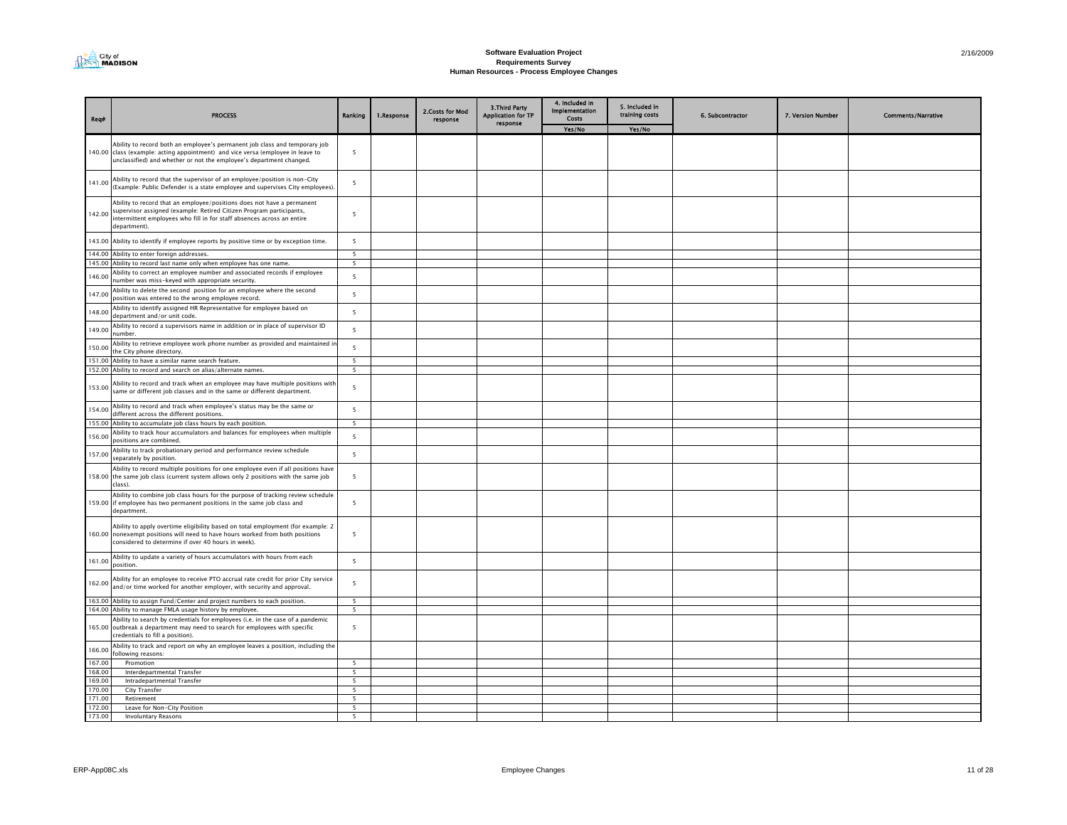# Software Evaluation Project
## Requirements Survey
### Human Resources - Process Employee Changes

| Req# | PROCESS | Ranking | 1.Response | 2.Costs for Mod response | 3.Third Party Application for TP response | 4. Included in Implementation Costs | 5. Included in training costs | 6. Subcontractor | 7. Version Number | Comments/Narrative |
|---|---|---|---|---|---|---|---|---|---|---|
| | | | | | | Yes/No | Yes/No | | | |
| 140.00 | Ability to record both an employee's permanent job class and temporary job class (example: acting appointment) and vice versa (employee in leave to unclassified) and whether or not the employee's department changed. | 5 | | | | | | | | |
| 141.00 | Ability to record that the supervisor of an employee/position is non-City (Example: Public Defender is a state employee and supervises City employees). | 5 | | | | | | | | |
| 142.00 | Ability to record that an employee/positions does not have a permanent supervisor assigned (example: Retired Citizen Program participants, intermittent employees who fill in for staff absences across an entire department). | 5 | | | | | | | | |
| 143.00 | Ability to identify if employee reports by positive time or by exception time. | 5 | | | | | | | | |
| 144.00 | Ability to enter foreign addresses. | 5 | | | | | | | | |
| 145.00 | Ability to record last name only when employee has one name. | 5 | | | | | | | | |
| 146.00 | Ability to correct an employee number and associated records if employee number was miss-keyed with appropriate security. | 5 | | | | | | | | |
| 147.00 | Ability to delete the second position for an employee where the second position was entered to the wrong employee record. | 5 | | | | | | | | |
| 148.00 | Ability to identify assigned HR Representative for employee based on department and/or unit code. | 5 | | | | | | | | |
| 149.00 | Ability to record a supervisors name in addition or in place of supervisor ID number. | 5 | | | | | | | | |
| 150.00 | Ability to retrieve employee work phone number as provided and maintained in the City phone directory. | 5 | | | | | | | | |
| 151.00 | Ability to have a similar name search feature. | 5 | | | | | | | | |
| 152.00 | Ability to record and search on alias/alternate names. | 5 | | | | | | | | |
| 153.00 | Ability to record and track when an employee may have multiple positions with same or different job classes and in the same or different department. | 5 | | | | | | | | |
| 154.00 | Ability to record and track when employee's status may be the same or different across the different positions. | 5 | | | | | | | | |
| 155.00 | Ability to accumulate job class hours by each position. | 5 | | | | | | | | |
| 156.00 | Ability to track hour accumulators and balances for employees when multiple positions are combined. | 5 | | | | | | | | |
| 157.00 | Ability to track probationary period and performance review schedule separately by position. | 5 | | | | | | | | |
| 158.00 | Ability to record multiple positions for one employee even if all positions have the same job class (current system allows only 2 positions with the same job class). | 5 | | | | | | | | |
| 159.00 | Ability to combine job class hours for the purpose of tracking review schedule if employee has two permanent positions in the same job class and department. | 5 | | | | | | | | |
| 160.00 | Ability to apply overtime eligibility based on total employment (for example: 2 nonexempt positions will need to have hours worked from both positions considered to determine if over 40 hours in week). | 5 | | | | | | | | |
| 161.00 | Ability to update a variety of hours accumulators with hours from each position. | 5 | | | | | | | | |
| 162.00 | Ability for an employee to receive PTO accrual rate credit for prior City service and/or time worked for another employer, with security and approval. | 5 | | | | | | | | |
| 163.00 | Ability to assign Fund/Center and project numbers to each position. | 5 | | | | | | | | |
| 164.00 | Ability to manage FMLA usage history by employee. | 5 | | | | | | | | |
| 165.00 | Ability to search by credentials for employees (i.e. in the case of a pandemic outbreak a department may need to search for employees with specific credentials to fill a position). | 5 | | | | | | | | |
| 166.00 | Ability to track and report on why an employee leaves a position, including the following reasons: | | | | | | | | | |
| 167.00 | Promotion | 5 | | | | | | | | |
| 168.00 | Interdepartmental Transfer | 5 | | | | | | | | |
| 169.00 | Intradepartmental Transfer | 5 | | | | | | | | |
| 170.00 | City Transfer | 5 | | | | | | | | |
| 171.00 | Retirement | 5 | | | | | | | | |
| 172.00 | Leave for Non-City Position | 5 | | | | | | | | |
| 173.00 | Involuntary Reasons | 5 | | | | | | | | |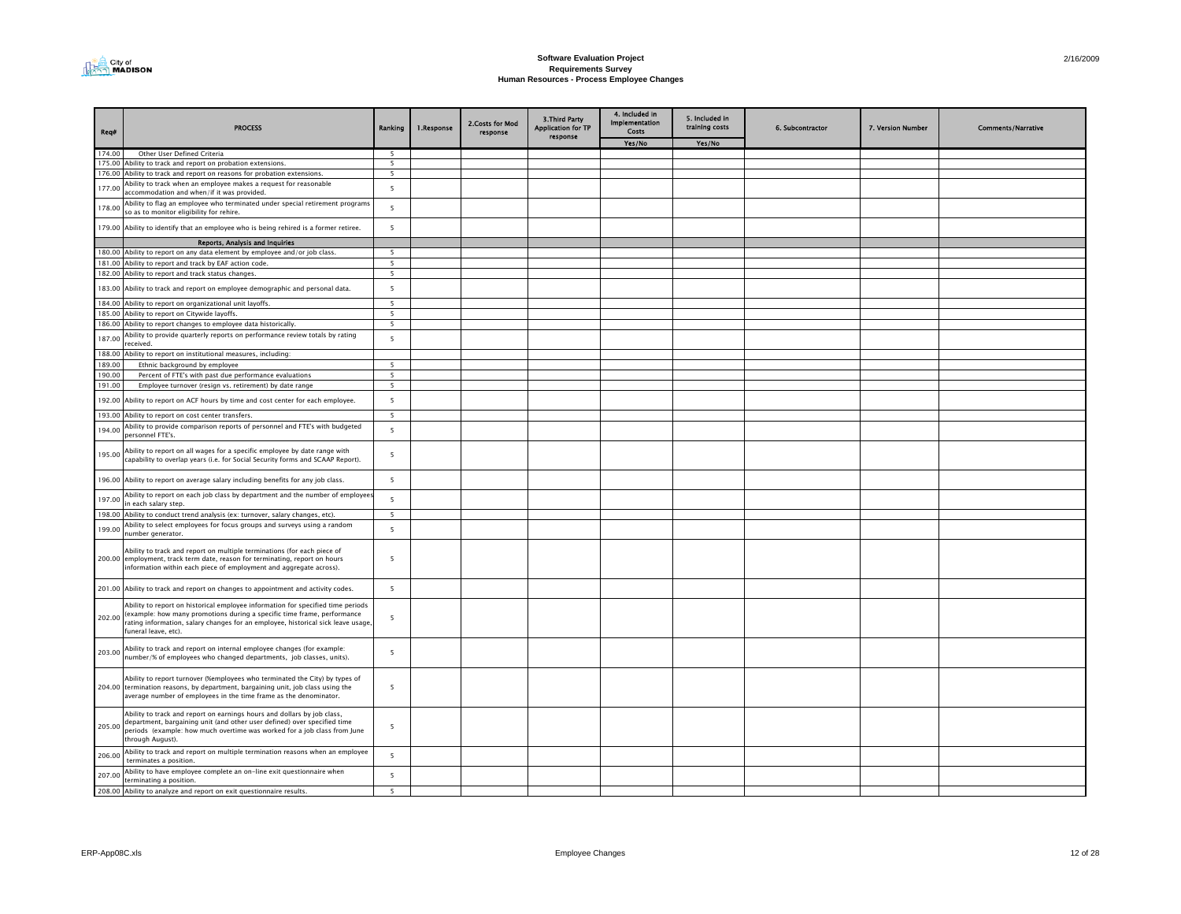# Software Evaluation Project
## Requirements Survey
### Human Resources - Process Employee Changes

| Req# | PROCESS | Ranking | 1.Response | 2.Costs for Mod response | 3.Third Party Application for TP response | 4. Included in Implementation Costs | 5. Included in training costs | 6. Subcontractor | 7. Version Number | Comments/Narrative |
|---|---|---|---|---|---|---|---|---|---|---|
| | | | | | | Yes/No | Yes/No | | | |
| 174.00 | Other User Defined Criteria | 5 | | | | | | | | |
| 175.00 | Ability to track and report on probation extensions. | 5 | | | | | | | | |
| 176.00 | Ability to track and report on reasons for probation extensions. | 5 | | | | | | | | |
| 177.00 | Ability to track when an employee makes a request for reasonable accommodation and when/if it was provided. | 5 | | | | | | | | |
| 178.00 | Ability to flag an employee who terminated under special retirement programs so as to monitor eligibility for rehire. | 5 | | | | | | | | |
| 179.00 | Ability to identify that an employee who is being rehired is a former retiree. | 5 | | | | | | | | |
| | **Reports, Analysis and Inquiries** | | | | | | | | | |
| 180.00 | Ability to report on any data element by employee and/or job class. | 5 | | | | | | | | |
| 181.00 | Ability to report and track by EAF action code. | 5 | | | | | | | | |
| 182.00 | Ability to report and track status changes. | 5 | | | | | | | | |
| 183.00 | Ability to track and report on employee demographic and personal data. | 5 | | | | | | | | |
| 184.00 | Ability to report on organizational unit layoffs. | 5 | | | | | | | | |
| 185.00 | Ability to report on Citywide layoffs. | 5 | | | | | | | | |
| 186.00 | Ability to report changes to employee data historically. | 5 | | | | | | | | |
| 187.00 | Ability to provide quarterly reports on performance review totals by rating received. | 5 | | | | | | | | |
| 188.00 | Ability to report on institutional measures, including: | | | | | | | | | |
| 189.00 | Ethnic background by employee | 5 | | | | | | | | |
| 190.00 | Percent of FTE's with past due performance evaluations | 5 | | | | | | | | |
| 191.00 | Employee turnover (resign vs. retirement) by date range | 5 | | | | | | | | |
| 192.00 | Ability to report on ACF hours by time and cost center for each employee. | 5 | | | | | | | | |
| 193.00 | Ability to report on cost center transfers. | 5 | | | | | | | | |
| 194.00 | Ability to provide comparison reports of personnel and FTE's with budgeted personnel FTE's. | 5 | | | | | | | | |
| 195.00 | Ability to report on all wages for a specific employee by date range with capability to overlap years (i.e. for Social Security forms and SCAAP Report). | 5 | | | | | | | | |
| 196.00 | Ability to report on average salary including benefits for any job class. | 5 | | | | | | | | |
| 197.00 | Ability to report on each job class by department and the number of employees in each salary step. | 5 | | | | | | | | |
| 198.00 | Ability to conduct trend analysis (ex: turnover, salary changes, etc). | 5 | | | | | | | | |
| 199.00 | Ability to select employees for focus groups and surveys using a random number generator. | 5 | | | | | | | | |
| 200.00 | Ability to track and report on multiple terminations (for each piece of employment, track term date, reason for terminating, report on hours information within each piece of employment and aggregate across). | 5 | | | | | | | | |
| 201.00 | Ability to track and report on changes to appointment and activity codes. | 5 | | | | | | | | |
| 202.00 | Ability to report on historical employee information for specified time periods (example: how many promotions during a specific time frame, performance rating information, salary changes for an employee, historical sick leave usage, funeral leave, etc). | 5 | | | | | | | | |
| 203.00 | Ability to track and report on internal employee changes (for example: number/% of employees who changed departments, job classes, units). | 5 | | | | | | | | |
| 204.00 | Ability to report turnover (%employees who terminated the City) by types of termination reasons, by department, bargaining unit, job class using the average number of employees in the time frame as the denominator. | 5 | | | | | | | | |
| 205.00 | Ability to track and report on earnings hours and dollars by job class, department, bargaining unit (and other user defined) over specified time periods (example: how much overtime was worked for a job class from June through August). | 5 | | | | | | | | |
| 206.00 | Ability to track and report on multiple termination reasons when an employee terminates a position. | 5 | | | | | | | | |
| 207.00 | Ability to have employee complete an on-line exit questionnaire when terminating a position. | 5 | | | | | | | | |
| 208.00 | Ability to analyze and report on exit questionnaire results. | 5 | | | | | | | | |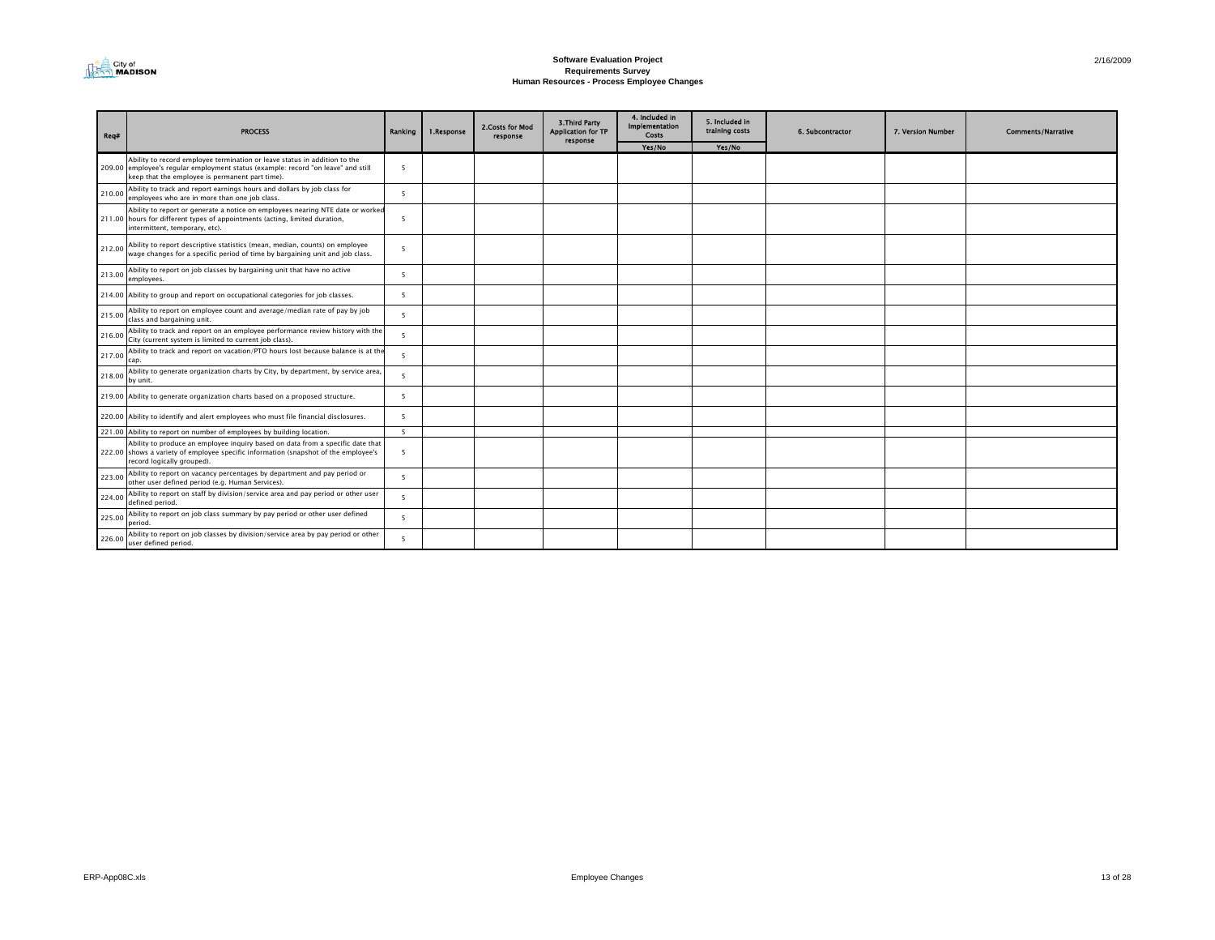# Software Evaluation Project
## Requirements Survey
### Human Resources - Process Employee Changes

| Req# | PROCESS | Ranking | 1.Response | 2.Costs for Mod response | 3.Third Party Application for TP response | 4. Included in Implementation Costs | 5. Included in training costs | 6. Subcontractor | 7. Version Number | Comments/Narrative |
|---|---|---|---|---|---|---|---|---|---|---|
| | | | | | | Yes/No | Yes/No | | | |
| 209.00 | Ability to record employee termination or leave status in addition to the employee's regular employment status (example: record "on leave" and still keep that the employee is permanent part time). | 5 | | | | | | | | |
| 210.00 | Ability to track and report earnings hours and dollars by job class for employees who are in more than one job class. | 5 | | | | | | | | |
| 211.00 | Ability to report or generate a notice on employees nearing NTE date or worked hours for different types of appointments (acting, limited duration, intermittent, temporary, etc). | 5 | | | | | | | | |
| 212.00 | Ability to report descriptive statistics (mean, median, counts) on employee wage changes for a specific period of time by bargaining unit and job class. | 5 | | | | | | | | |
| 213.00 | Ability to report on job classes by bargaining unit that have no active employees. | 5 | | | | | | | | |
| 214.00 | Ability to group and report on occupational categories for job classes. | 5 | | | | | | | | |
| 215.00 | Ability to report on employee count and average/median rate of pay by job class and bargaining unit. | 5 | | | | | | | | |
| 216.00 | Ability to track and report on an employee performance review history with the City (current system is limited to current job class). | 5 | | | | | | | | |
| 217.00 | Ability to track and report on vacation/PTO hours lost because balance is at the cap. | 5 | | | | | | | | |
| 218.00 | Ability to generate organization charts by City, by department, by service area, by unit. | 5 | | | | | | | | |
| 219.00 | Ability to generate organization charts based on a proposed structure. | 5 | | | | | | | | |
| 220.00 | Ability to identify and alert employees who must file financial disclosures. | 5 | | | | | | | | |
| 221.00 | Ability to report on number of employees by building location. | 5 | | | | | | | | |
| 222.00 | Ability to produce an employee inquiry based on data from a specific date that shows a variety of employee specific information (snapshot of the employee's record logically grouped). | 5 | | | | | | | | |
| 223.00 | Ability to report on vacancy percentages by department and pay period or other user defined period (e.g. Human Services). | 5 | | | | | | | | |
| 224.00 | Ability to report on staff by division/service area and pay period or other user defined period. | 5 | | | | | | | | |
| 225.00 | Ability to report on job class summary by pay period or other user defined period. | 5 | | | | | | | | |
| 226.00 | Ability to report on job classes by division/service area by pay period or other user defined period. | 5 | | | | | | | | |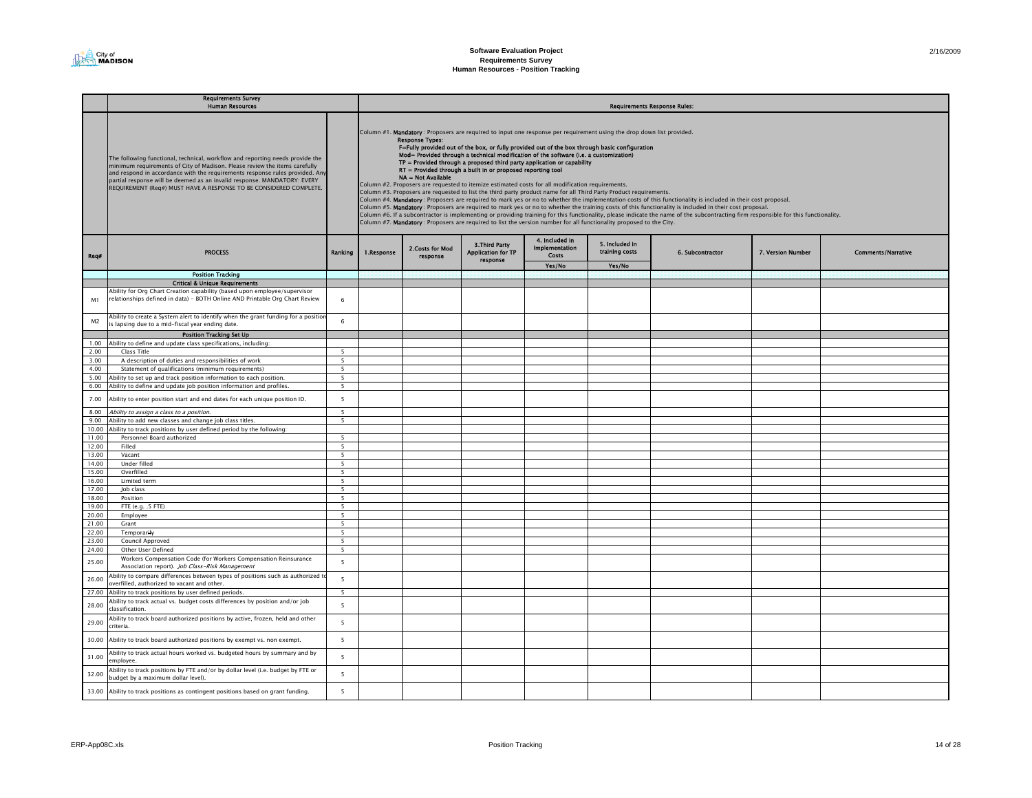# Software Evaluation Project
## Requirements Survey
### Human Resources - Position Tracking

| | Requirements Survey Human Resources | | Requirements Response Rules: | | | | | | | |
|---|---|---|---|---|---|---|---|---|---|---|
| | The following functional, technical, workflow and reporting needs provide the minimum requirements of City of Madison. Please review the items carefully and respond in accordance with the requirements response rules provided. Any partial response will be deemed as an invalid response. MANDATORY: EVERY REQUIREMENT (Req#) MUST HAVE A RESPONSE TO BE CONSIDERED COMPLETE. | | Column #1. **Mandatory**: Proposers are required to input one response per requirement using the drop down list provided. **Response Types:** **F=Fully provided out of the box, or fully provided out of the box through basic configuration** **Mod= Provided through a technical modification of the software (i.e. a customization)** **TP = Provided through a proposed third party application or capability** **RT = Provided through a built in or proposed reporting tool** **NA = Not Available** Column #2. Proposers are requested to itemize estimated costs for all modification requirements. Column #3. Proposers are requested to list the third party product name for all Third Party Product requirements. Column #4. **Mandatory**: Proposers are required to mark yes or no to whether the implementation costs of this functionality is included in their cost proposal. Column #5. **Mandatory**: Proposers are required to mark yes or no to whether the training costs of this functionality is included in their cost proposal. Column #6. If a subcontractor is implementing or providing training for this functionality, please indicate the name of the subcontracting firm responsible for this functionality. Column #7. **Mandatory**: Proposers are required to list the version number for all functionality proposed to the City. | | | | | | | |
| Req# | PROCESS | Ranking | 1.Response | 2.Costs for Mod response | 3.Third Party Application for TP response | 4. Included in Implementation Costs Yes/No | 5. Included in training costs Yes/No | 6. Subcontractor | 7. Version Number | Comments/Narrative |
| | **Position Tracking** | | | | | | | | | |
| | **Critical & Unique Requirements** | | | | | | | | | |
| M1 | Ability for Org Chart Creation capability (based upon employee/supervisor relationships defined in data) - BOTH Online AND Printable Org Chart Review | 6 | | | | | | | | |
| M2 | Ability to create a System alert to identify when the grant funding for a position is lapsing due to a mid-fiscal year ending date. | 6 | | | | | | | | |
| | **Position Tracking Set Up** | | | | | | | | | |
| 1.00 | Ability to define and update class specifications, including: | | | | | | | | | |
| 2.00 | Class Title | 5 | | | | | | | | |
| 3.00 | A description of duties and responsibilities of work | 5 | | | | | | | | |
| 4.00 | Statement of qualifications (minimum requirements) | 5 | | | | | | | | |
| 5.00 | Ability to set up and track position information to each position. | 5 | | | | | | | | |
| 6.00 | Ability to define and update job position information and profiles. | 5 | | | | | | | | |
| 7.00 | Ability to enter position start and end dates for each unique position ID. | 5 | | | | | | | | |
| 8.00 | *Ability to assign a class to a position.* | 5 | | | | | | | | |
| 9.00 | Ability to add new classes and change job class titles. | 5 | | | | | | | | |
| 10.00 | Ability to track positions by user defined period by the following: | | | | | | | | | |
| 11.00 | Personnel Board authorized | 5 | | | | | | | | |
| 12.00 | Filled | 5 | | | | | | | | |
| 13.00 | Vacant | 5 | | | | | | | | |
| 14.00 | Under filled | 5 | | | | | | | | |
| 15.00 | Overfilled | 5 | | | | | | | | |
| 16.00 | Limited term | 5 | | | | | | | | |
| 17.00 | Job class | 5 | | | | | | | | |
| 18.00 | Position | 5 | | | | | | | | |
| 19.00 | FTE (e.g. .5 FTE) | 5 | | | | | | | | |
| 20.00 | Employee | 5 | | | | | | | | |
| 21.00 | Grant | 5 | | | | | | | | |
| 22.00 | Temporarily | 5 | | | | | | | | |
| 23.00 | Council Approved | 5 | | | | | | | | |
| 24.00 | Other User Defined | 5 | | | | | | | | |
| 25.00 | Workers Compensation Code (for Workers Compensation Reinsurance Association report). *Job Class-Risk Management* | 5 | | | | | | | | |
| 26.00 | Ability to compare differences between types of positions such as authorized to overfilled, authorized to vacant and other. | 5 | | | | | | | | |
| 27.00 | Ability to track positions by user defined periods. | 5 | | | | | | | | |
| 28.00 | Ability to track actual vs. budget costs differences by position and/or job classification. | 5 | | | | | | | | |
| 29.00 | Ability to track board authorized positions by active, frozen, held and other criteria. | 5 | | | | | | | | |
| 30.00 | Ability to track board authorized positions by exempt vs. non exempt. | 5 | | | | | | | | |
| 31.00 | Ability to track actual hours worked vs. budgeted hours by summary and by employee. | 5 | | | | | | | | |
| 32.00 | Ability to track positions by FTE and/or by dollar level (i.e. budget by FTE or budget by a maximum dollar level). | 5 | | | | | | | | |
| 33.00 | Ability to track positions as contingent positions based on grant funding. | 5 | | | | | | | | |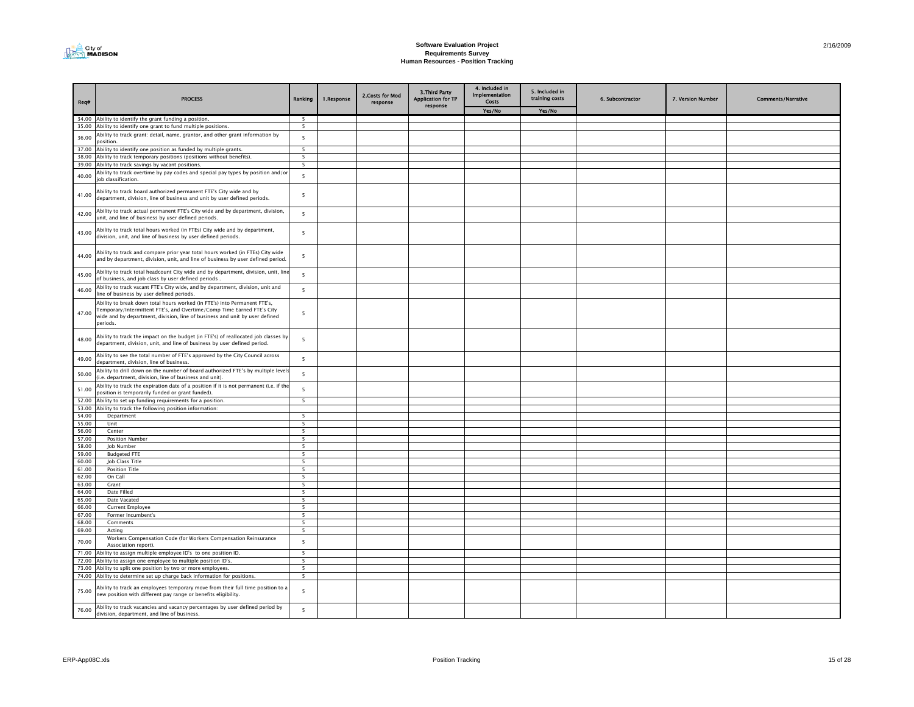# Software Evaluation Project
## Requirements Survey
## Human Resources - Position Tracking

| Req# | PROCESS | Ranking | 1.Response | 2.Costs for Mod response | 3.Third Party Application for TP response | 4. Included in Implementation Costs | 5. Included in training costs | 6. Subcontractor | 7. Version Number | Comments/Narrative |
|---|---|---|---|---|---|---|---|---|---|---|
| | | | | | | Yes/No | Yes/No | | | |
| 34.00 | Ability to identify the grant funding a position. | 5 | | | | | | | | |
| 35.00 | Ability to identify one grant to fund multiple positions. | 5 | | | | | | | | |
| 36.00 | Ability to track grant: detail, name, grantor, and other grant information by position. | 5 | | | | | | | | |
| 37.00 | Ability to identify one position as funded by multiple grants. | 5 | | | | | | | | |
| 38.00 | Ability to track temporary positions (positions without benefits). | 5 | | | | | | | | |
| 39.00 | Ability to track savings by vacant positions. | 5 | | | | | | | | |
| 40.00 | Ability to track overtime by pay codes and special pay types by position and/or job classification. | 5 | | | | | | | | |
| 41.00 | Ability to track board authorized permanent FTE's City wide and by department, division, line of business and unit by user defined periods. | 5 | | | | | | | | |
| 42.00 | Ability to track actual permanent FTE's City wide and by department, division, unit, and line of business by user defined periods. | 5 | | | | | | | | |
| 43.00 | Ability to track total hours worked (in FTEs) City wide and by department, division, unit, and line of business by user defined periods. | 5 | | | | | | | | |
| 44.00 | Ability to track and compare prior year total hours worked (in FTEs) City wide and by department, division, unit, and line of business by user defined period. | 5 | | | | | | | | |
| 45.00 | Ability to track total headcount City wide and by department, division, unit, line of business, and job class by user defined periods . | 5 | | | | | | | | |
| 46.00 | Ability to track vacant FTE's City wide, and by department, division, unit and line of business by user defined periods. | 5 | | | | | | | | |
| 47.00 | Ability to break down total hours worked (in FTE's) into Permanent FTE's, Temporary/Intermittent FTE's, and Overtime/Comp Time Earned FTE's City wide and by department, division, line of business and unit by user defined periods. | 5 | | | | | | | | |
| 48.00 | Ability to track the impact on the budget (in FTE's) of reallocated job classes by department, division, unit, and line of business by user defined period. | 5 | | | | | | | | |
| 49.00 | Ability to see the total number of FTE's approved by the City Council across department, division, line of business. | 5 | | | | | | | | |
| 50.00 | Ability to drill down on the number of board authorized FTE's by multiple levels (i.e. department, division, line of business and unit). | 5 | | | | | | | | |
| 51.00 | Ability to track the expiration date of a position if it is not permanent (i.e. if the position is temporarily funded or grant funded). | 5 | | | | | | | | |
| 52.00 | Ability to set up funding requirements for a position. | 5 | | | | | | | | |
| 53.00 | Ability to track the following position information: | | | | | | | | | |
| 54.00 | Department | 5 | | | | | | | | |
| 55.00 | Unit | 5 | | | | | | | | |
| 56.00 | Center | 5 | | | | | | | | |
| 57.00 | Position Number | 5 | | | | | | | | |
| 58.00 | Job Number | 5 | | | | | | | | |
| 59.00 | Budgeted FTE | 5 | | | | | | | | |
| 60.00 | Job Class Title | 5 | | | | | | | | |
| 61.00 | Position Title | 5 | | | | | | | | |
| 62.00 | On Call | 5 | | | | | | | | |
| 63.00 | Grant | 5 | | | | | | | | |
| 64.00 | Date Filled | 5 | | | | | | | | |
| 65.00 | Date Vacated | 5 | | | | | | | | |
| 66.00 | Current Employee | 5 | | | | | | | | |
| 67.00 | Former Incumbent's | 5 | | | | | | | | |
| 68.00 | Comments | 5 | | | | | | | | |
| 69.00 | Acting | 5 | | | | | | | | |
| 70.00 | Workers Compensation Code (for Workers Compensation Reinsurance Association report). | 5 | | | | | | | | |
| 71.00 | Ability to assign multiple employee ID's to one position ID. | 5 | | | | | | | | |
| 72.00 | Ability to assign one employee to multiple position ID's. | 5 | | | | | | | | |
| 73.00 | Ability to split one position by two or more employees. | 5 | | | | | | | | |
| 74.00 | Ability to determine set up charge back information for positions. | 5 | | | | | | | | |
| 75.00 | Ability to track an employees temporary move from their full time position to a new position with different pay range or benefits eligibility. | 5 | | | | | | | | |
| 76.00 | Ability to track vacancies and vacancy percentages by user defined period by division, department, and line of business. | 5 | | | | | | | | |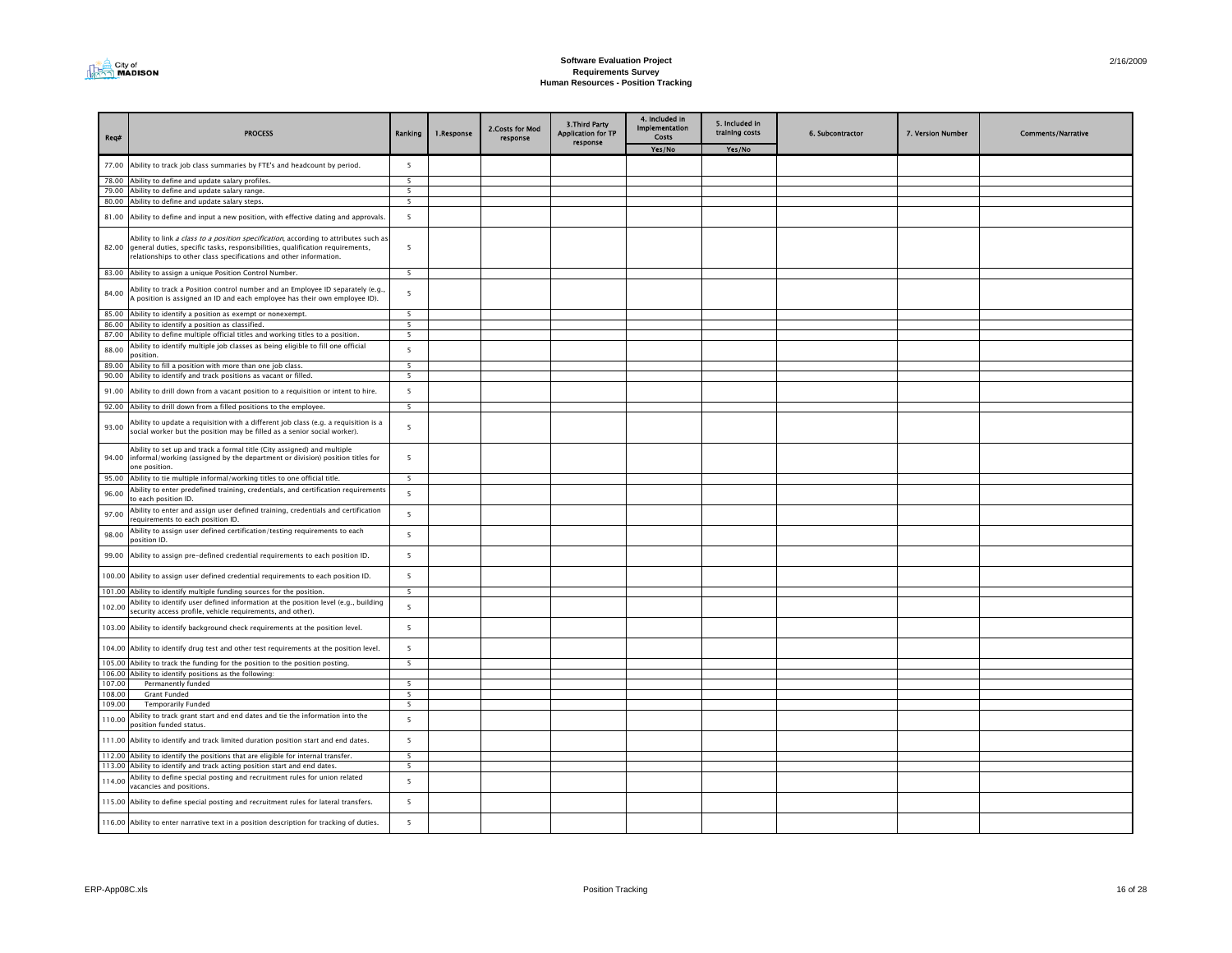# Software Evaluation Project
## Requirements Survey
### Human Resources - Position Tracking

| Req# | PROCESS | Ranking | 1.Response | 2.Costs for Mod response | 3.Third Party Application for TP response | 4. Included in Implementation Costs | 5. Included in training costs | 6. Subcontractor | 7. Version Number | Comments/Narrative |
|---|---|---|---|---|---|---|---|---|---|---|
| | | | | | | Yes/No | Yes/No | | | |
| 77.00 | Ability to track job class summaries by FTE's and headcount by period. | 5 | | | | | | | | |
| 78.00 | Ability to define and update salary profiles. | 5 | | | | | | | | |
| 79.00 | Ability to define and update salary range. | 5 | | | | | | | | |
| 80.00 | Ability to define and update salary steps. | 5 | | | | | | | | |
| 81.00 | Ability to define and input a new position, with effective dating and approvals. | 5 | | | | | | | | |
| 82.00 | Ability to link *a class to a position specification*, according to attributes such as general duties, specific tasks, responsibilities, qualification requirements, relationships to other class specifications and other information. | 5 | | | | | | | | |
| 83.00 | Ability to assign a unique Position Control Number. | 5 | | | | | | | | |
| 84.00 | Ability to track a Position control number and an Employee ID separately (e.g., A position is assigned an ID and each employee has their own employee ID). | 5 | | | | | | | | |
| 85.00 | Ability to identify a position as exempt or nonexempt. | 5 | | | | | | | | |
| 86.00 | Ability to identify a position as classified. | 5 | | | | | | | | |
| 87.00 | Ability to define multiple official titles and working titles to a position. | 5 | | | | | | | | |
| 88.00 | Ability to identify multiple job classes as being eligible to fill one official position. | 5 | | | | | | | | |
| 89.00 | Ability to fill a position with more than one job class. | 5 | | | | | | | | |
| 90.00 | Ability to identify and track positions as vacant or filled. | 5 | | | | | | | | |
| 91.00 | Ability to drill down from a vacant position to a requisition or intent to hire. | 5 | | | | | | | | |
| 92.00 | Ability to drill down from a filled positions to the employee. | 5 | | | | | | | | |
| 93.00 | Ability to update a requisition with a different job class (e.g. a requisition is a social worker but the position may be filled as a senior social worker). | 5 | | | | | | | | |
| 94.00 | Ability to set up and track a formal title (City assigned) and multiple informal/working (assigned by the department or division) position titles for one position. | 5 | | | | | | | | |
| 95.00 | Ability to tie multiple informal/working titles to one official title. | 5 | | | | | | | | |
| 96.00 | Ability to enter predefined training, credentials, and certification requirements to each position ID. | 5 | | | | | | | | |
| 97.00 | Ability to enter and assign user defined training, credentials and certification requirements to each position ID. | 5 | | | | | | | | |
| 98.00 | Ability to assign user defined certification/testing requirements to each position ID. | 5 | | | | | | | | |
| 99.00 | Ability to assign pre-defined credential requirements to each position ID. | 5 | | | | | | | | |
| 100.00 | Ability to assign user defined credential requirements to each position ID. | 5 | | | | | | | | |
| 101.00 | Ability to identify multiple funding sources for the position. | 5 | | | | | | | | |
| 102.00 | Ability to identify user defined information at the position level (e.g., building security access profile, vehicle requirements, and other). | 5 | | | | | | | | |
| 103.00 | Ability to identify background check requirements at the position level. | 5 | | | | | | | | |
| 104.00 | Ability to identify drug test and other test requirements at the position level. | 5 | | | | | | | | |
| 105.00 | Ability to track the funding for the position to the position posting. | 5 | | | | | | | | |
| 106.00 | Ability to identify positions as the following: | | | | | | | | | |
| 107.00 | Permanently funded | 5 | | | | | | | | |
| 108.00 | Grant Funded | 5 | | | | | | | | |
| 109.00 | Temporarily Funded | 5 | | | | | | | | |
| 110.00 | Ability to track grant start and end dates and tie the information into the position funded status. | 5 | | | | | | | | |
| 111.00 | Ability to identify and track limited duration position start and end dates. | 5 | | | | | | | | |
| 112.00 | Ability to identify the positions that are eligible for internal transfer. | 5 | | | | | | | | |
| 113.00 | Ability to identify and track acting position start and end dates. | 5 | | | | | | | | |
| 114.00 | Ability to define special posting and recruitment rules for union related vacancies and positions. | 5 | | | | | | | | |
| 115.00 | Ability to define special posting and recruitment rules for lateral transfers. | 5 | | | | | | | | |
| 116.00 | Ability to enter narrative text in a position description for tracking of duties. | 5 | | | | | | | | |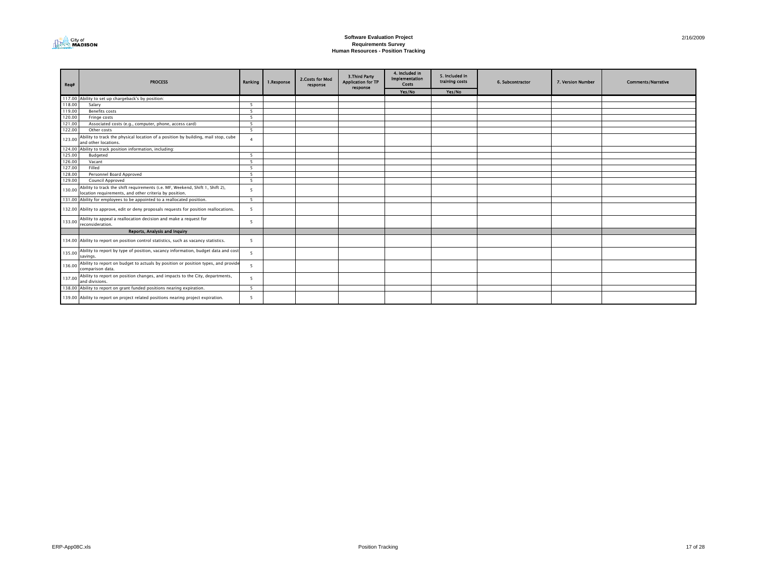**Software Evaluation Project**
**Requirements Survey**
**Human Resources - Position Tracking**

2/16/2009

| Req# | PROCESS | Ranking | 1.Response | 2.Costs for Mod response | 3.Third Party Application for TP response | 4. Included in Implementation Costs | 5. Included in training costs | 6. Subcontractor | 7. Version Number | Comments/Narrative |
|---|---|---|---|---|---|---|---|---|---|---|
| | | | | | | Yes/No | Yes/No | | | |
| 117.00 | Ability to set up chargeback's by position: | | | | | | | | | |
| 118.00 | Salary | 5 | | | | | | | | |
| 119.00 | Benefits costs | 5 | | | | | | | | |
| 120.00 | Fringe costs | 5 | | | | | | | | |
| 121.00 | Associated costs (e.g., computer, phone, access card) | 5 | | | | | | | | |
| 122.00 | Other costs | 5 | | | | | | | | |
| 123.00 | Ability to track the physical location of a position by building, mail stop, cube and other locations. | 4 | | | | | | | | |
| 124.00 | Ability to track position information, including: | | | | | | | | | |
| 125.00 | Budgeted | 5 | | | | | | | | |
| 126.00 | Vacant | 5 | | | | | | | | |
| 127.00 | Filled | 5 | | | | | | | | |
| 128.00 | Personnel Board Approved | 5 | | | | | | | | |
| 129.00 | Council Approved | 5 | | | | | | | | |
| 130.00 | Ability to track the shift requirements (i.e. MF, Weekend, Shift 1, Shift 2), location requirements, and other criteria by position. | 5 | | | | | | | | |
| 131.00 | Ability for employees to be appointed to a reallocated position. | 5 | | | | | | | | |
| 132.00 | Ability to approve, edit or deny proposals requests for position reallocations. | 5 | | | | | | | | |
| 133.00 | Ability to appeal a reallocation decision and make a request for reconsideration. | 5 | | | | | | | | |
| | **Reports, Analysis and Inquiry** | | | | | | | | | |
| 134.00 | Ability to report on position control statistics, such as vacancy statistics. | 5 | | | | | | | | |
| 135.00 | Ability to report by type of position, vacancy information, budget data and cost savings. | 5 | | | | | | | | |
| 136.00 | Ability to report on budget to actuals by position or position types, and provide comparison data. | 5 | | | | | | | | |
| 137.00 | Ability to report on position changes, and impacts to the City, departments, and divisions. | 5 | | | | | | | | |
| 138.00 | Ability to report on grant funded positions nearing expiration. | 5 | | | | | | | | |
| 139.00 | Ability to report on project related positions nearing project expiration. | 5 | | | | | | | | |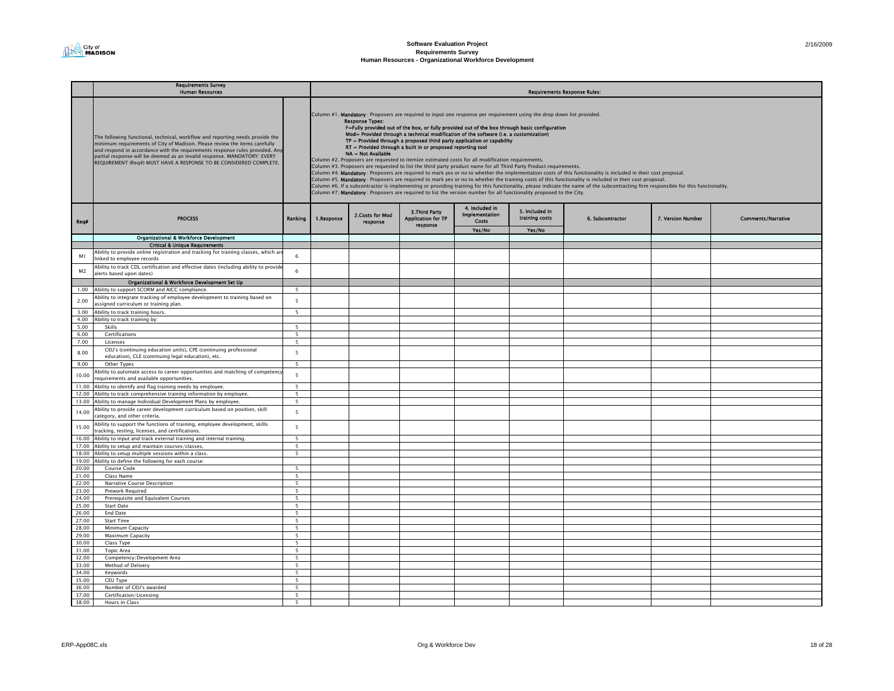# Software Evaluation Project
## Requirements Survey
### Human Resources - Organizational Workforce Development

| | Requirements Survey<br>Human Resources | | Requirements Response Rules: | | | | | | | |
|---|---|---|---|---|---|---|---|---|---|---|
| | The following functional, technical, workflow and reporting needs provide the minimum requirements of City of Madison. Please review the items carefully and respond in accordance with the requirements response rules provided. Any partial response will be deemed as an invalid response. MANDATORY: EVERY REQUIREMENT (Req#) MUST HAVE A RESPONSE TO BE CONSIDERED COMPLETE. | | Column #1. **Mandatory**: Proposers are required to input one response per requirement using the drop down list provided.<br>**Response Types:**<br>**F=Fully provided out of the box, or fully provided out of the box through basic configuration**<br>**Mod= Provided through a technical modification of the software (i.e. a customization)**<br>**TP = Provided through a proposed third party application or capability**<br>**RT = Provided through a built in or proposed reporting tool**<br>**NA = Not Available**<br>Column #2. Proposers are requested to itemize estimated costs for all modification requirements.<br>Column #3. Proposers are requested to list the third party product name for all Third Party Product requirements.<br>Column #4. **Mandatory**: Proposers are required to mark yes or no to whether the implementation costs of this functionality is included in their cost proposal.<br>Column #5. **Mandatory**: Proposers are required to mark yes or no to whether the training costs of this functionality is included in their cost proposal.<br>Column #6. If a subcontractor is implementing or providing training for this functionality, please indicate the name of the subcontracting firm responsible for this functionality.<br>Column #7. **Mandatory**: Proposers are required to list the version number for all functionality proposed to the City. | | | | | | | |
| Req# | PROCESS | Ranking | 1.Response | 2.Costs for Mod response | 3.Third Party Application for TP response | 4. Included in Implementation Costs<br>Yes/No | 5. Included in training costs<br>Yes/No | 6. Subcontractor | 7. Version Number | Comments/Narrative |
| | **Organizational & Workforce Development** | | | | | | | | | |
| | **Critical & Unique Requirements** | | | | | | | | | |
| M1 | Ability to provide online registration and tracking for training classes, which are linked to employee records | 6 | | | | | | | | |
| M2 | Ability to track CDL certification and effective dates (including ability to provide alerts based upon dates) | 6 | | | | | | | | |
| | **Organizational & Workforce Development Set Up** | | | | | | | | | |
| 1.00 | Ability to support SCORM and AICC compliance. | 5 | | | | | | | | |
| 2.00 | Ability to integrate tracking of employee development to training based on assigned curriculum or training plan. | 5 | | | | | | | | |
| 3.00 | Ability to track training hours. | 5 | | | | | | | | |
| 4.00 | Ability to track training by: | | | | | | | | | |
| 5.00 | Skills | 5 | | | | | | | | |
| 6.00 | Certifications | 5 | | | | | | | | |
| 7.00 | Licenses | 5 | | | | | | | | |
| 8.00 | CEU's (continuing education units), CPE (continuing professional education), CLE (continuing legal education), etc. | 5 | | | | | | | | |
| 9.00 | Other Types | 5 | | | | | | | | |
| 10.00 | Ability to automate access to career opportunities and matching of competency requirements and available opportunities. | 5 | | | | | | | | |
| 11.00 | Ability to identify and flag training needs by employee. | 5 | | | | | | | | |
| 12.00 | Ability to track comprehensive training information by employee. | 5 | | | | | | | | |
| 13.00 | Ability to manage Individual Development Plans by employee. | 5 | | | | | | | | |
| 14.00 | Ability to provide career development curriculum based on position, skill category, and other criteria. | 5 | | | | | | | | |
| 15.00 | Ability to support the functions of training, employee development, skills tracking, testing, licenses, and certifications. | 5 | | | | | | | | |
| 16.00 | Ability to input and track external training and internal training. | 5 | | | | | | | | |
| 17.00 | Ability to setup and maintain courses/classes. | 5 | | | | | | | | |
| 18.00 | Ability to setup multiple sessions within a class. | 5 | | | | | | | | |
| 19.00 | Ability to define the following for each course: | | | | | | | | | |
| 20.00 | Course Code | 5 | | | | | | | | |
| 21.00 | Class Name | 5 | | | | | | | | |
| 22.00 | Narrative Course Description | 5 | | | | | | | | |
| 23.00 | Prework Required | 5 | | | | | | | | |
| 24.00 | Prerequisite and Equivalent Courses | 5 | | | | | | | | |
| 25.00 | Start Date | 5 | | | | | | | | |
| 26.00 | End Date | 5 | | | | | | | | |
| 27.00 | Start Time | 5 | | | | | | | | |
| 28.00 | Minimum Capacity | 5 | | | | | | | | |
| 29.00 | Maximum Capacity | 5 | | | | | | | | |
| 30.00 | Class Type | 5 | | | | | | | | |
| 31.00 | Topic Area | 5 | | | | | | | | |
| 32.00 | Competency/Development Area | 5 | | | | | | | | |
| 33.00 | Method of Delivery | 5 | | | | | | | | |
| 34.00 | Keywords | 5 | | | | | | | | |
| 35.00 | CEU Type | 5 | | | | | | | | |
| 36.00 | Number of CEU's awarded | 5 | | | | | | | | |
| 37.00 | Certification/Licensing | 5 | | | | | | | | |
| 38.00 | Hours in Class | 5 | | | | | | | | |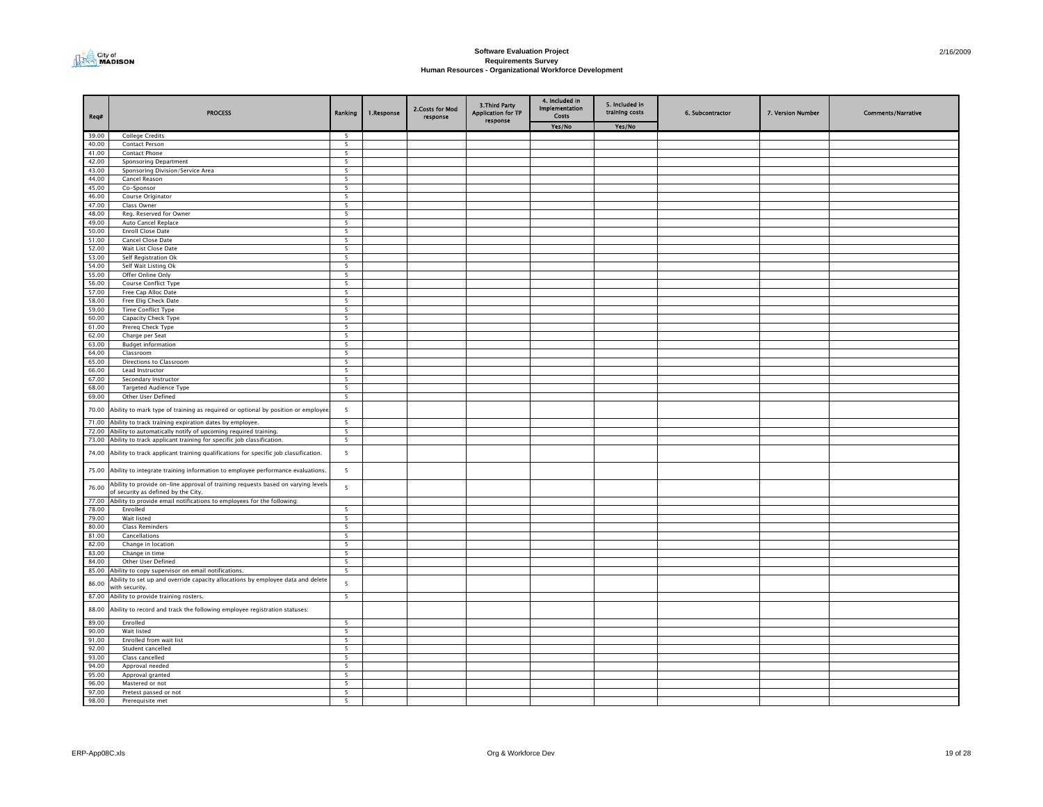**Software Evaluation Project**
**Requirements Survey**
**Human Resources - Organizational Workforce Development**

2/16/2009

| Req# | PROCESS | Ranking | 1.Response | 2.Costs for Mod response | 3.Third Party Application for TP response | 4. Included in Implementation Costs | 5. Included in training costs | 6. Subcontractor | 7. Version Number | Comments/Narrative |
|---|---|---|---|---|---|---|---|---|---|---|
| | | | | | | Yes/No | Yes/No | | | |
| 39.00 | College Credits | 5 | | | | | | | | |
| 40.00 | Contact Person | 5 | | | | | | | | |
| 41.00 | Contact Phone | 5 | | | | | | | | |
| 42.00 | Sponsoring Department | 5 | | | | | | | | |
| 43.00 | Sponsoring Division/Service Area | 5 | | | | | | | | |
| 44.00 | Cancel Reason | 5 | | | | | | | | |
| 45.00 | Co-Sponsor | 5 | | | | | | | | |
| 46.00 | Course Originator | 5 | | | | | | | | |
| 47.00 | Class Owner | 5 | | | | | | | | |
| 48.00 | Reg. Reserved for Owner | 5 | | | | | | | | |
| 49.00 | Auto Cancel Replace | 5 | | | | | | | | |
| 50.00 | Enroll Close Date | 5 | | | | | | | | |
| 51.00 | Cancel Close Date | 5 | | | | | | | | |
| 52.00 | Wait List Close Date | 5 | | | | | | | | |
| 53.00 | Self Registration Ok | 5 | | | | | | | | |
| 54.00 | Self Wait Listing Ok | 5 | | | | | | | | |
| 55.00 | Offer Online Only | 5 | | | | | | | | |
| 56.00 | Course Conflict Type | 5 | | | | | | | | |
| 57.00 | Free Cap Alloc Date | 5 | | | | | | | | |
| 58.00 | Free Elig Check Date | 5 | | | | | | | | |
| 59.00 | Time Conflict Type | 5 | | | | | | | | |
| 60.00 | Capacity Check Type | 5 | | | | | | | | |
| 61.00 | Prereq Check Type | 5 | | | | | | | | |
| 62.00 | Charge per Seat | 5 | | | | | | | | |
| 63.00 | Budget information | 5 | | | | | | | | |
| 64.00 | Classroom | 5 | | | | | | | | |
| 65.00 | Directions to Classroom | 5 | | | | | | | | |
| 66.00 | Lead Instructor | 5 | | | | | | | | |
| 67.00 | Secondary Instructor | 5 | | | | | | | | |
| 68.00 | Targeted Audience Type | 5 | | | | | | | | |
| 69.00 | Other User Defined | 5 | | | | | | | | |
| 70.00 | Ability to mark type of training as required or optional by position or employee. | 5 | | | | | | | | |
| 71.00 | Ability to track training expiration dates by employee. | 5 | | | | | | | | |
| 72.00 | Ability to automatically notify of upcoming required training. | 5 | | | | | | | | |
| 73.00 | Ability to track applicant training for specific job classification. | 5 | | | | | | | | |
| 74.00 | Ability to track applicant training qualifications for specific job classification. | 5 | | | | | | | | |
| 75.00 | Ability to integrate training information to employee performance evaluations. | 5 | | | | | | | | |
| 76.00 | Ability to provide on-line approval of training requests based on varying levels of security as defined by the City. | 5 | | | | | | | | |
| 77.00 | Ability to provide email notifications to employees for the following: | | | | | | | | | |
| 78.00 | Enrolled | 5 | | | | | | | | |
| 79.00 | Wait listed | 5 | | | | | | | | |
| 80.00 | Class Reminders | 5 | | | | | | | | |
| 81.00 | Cancellations | 5 | | | | | | | | |
| 82.00 | Change in location | 5 | | | | | | | | |
| 83.00 | Change in time | 5 | | | | | | | | |
| 84.00 | Other User Defined | 5 | | | | | | | | |
| 85.00 | Ability to copy supervisor on email notifications. | 5 | | | | | | | | |
| 86.00 | Ability to set up and override capacity allocations by employee data and delete with security. | 5 | | | | | | | | |
| 87.00 | Ability to provide training rosters. | 5 | | | | | | | | |
| 88.00 | Ability to record and track the following employee registration statuses: | | | | | | | | | |
| 89.00 | Enrolled | 5 | | | | | | | | |
| 90.00 | Wait listed | 5 | | | | | | | | |
| 91.00 | Enrolled from wait list | 5 | | | | | | | | |
| 92.00 | Student cancelled | 5 | | | | | | | | |
| 93.00 | Class cancelled | 5 | | | | | | | | |
| 94.00 | Approval needed | 5 | | | | | | | | |
| 95.00 | Approval granted | 5 | | | | | | | | |
| 96.00 | Mastered or not | 5 | | | | | | | | |
| 97.00 | Pretest passed or not | 5 | | | | | | | | |
| 98.00 | Prerequisite met | 5 | | | | | | | | |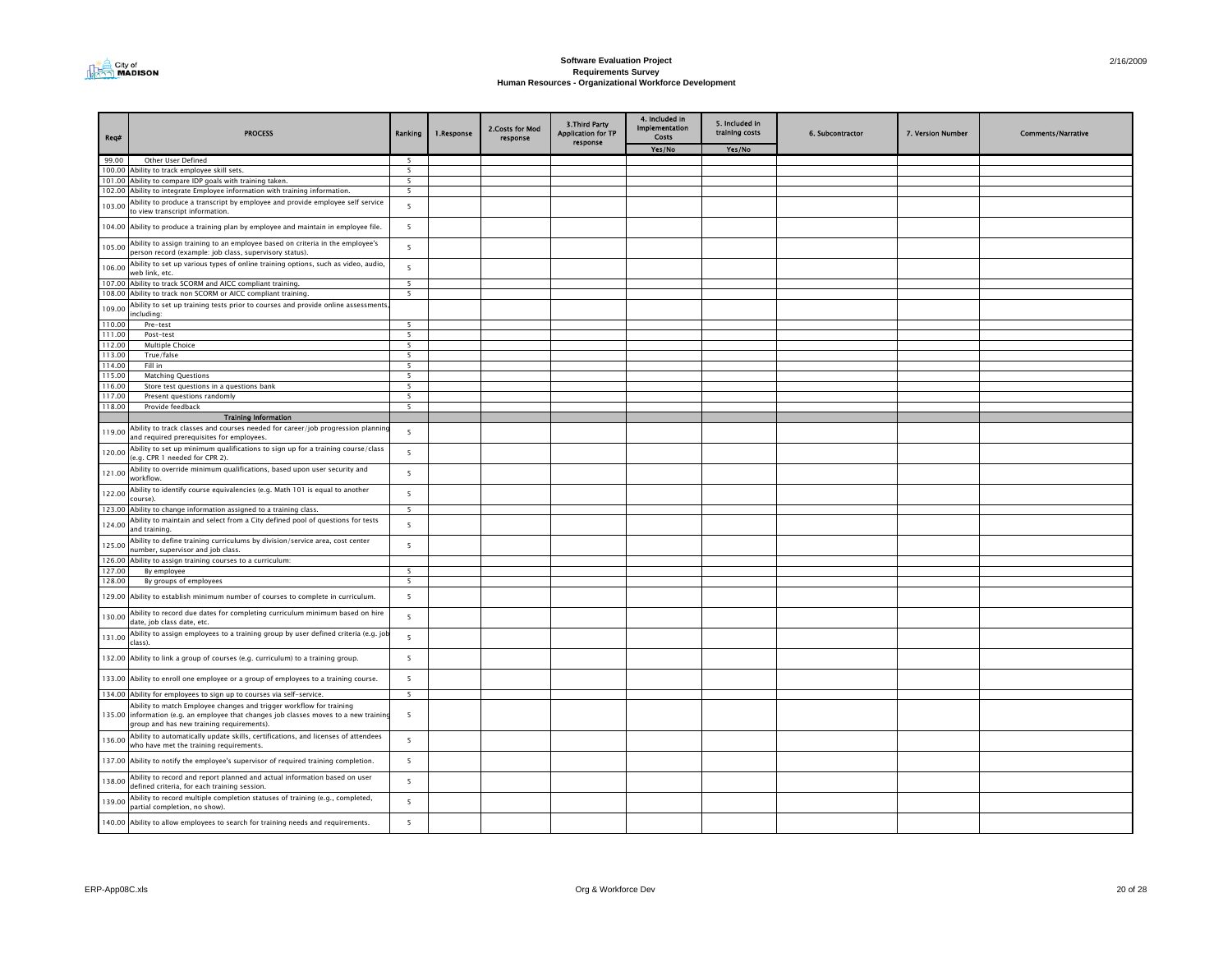# Software Evaluation Project
## Requirements Survey
### Human Resources - Organizational Workforce Development

| Req# | PROCESS | Ranking | 1.Response | 2.Costs for Mod response | 3.Third Party Application for TP response | 4. Included in Implementation Costs | 5. Included in training costs | 6. Subcontractor | 7. Version Number | Comments/Narrative |
|---|---|---|---|---|---|---|---|---|---|---|
| | | | | | | Yes/No | Yes/No | | | |
| 99.00 | Other User Defined | 5 | | | | | | | | |
| 100.00 | Ability to track employee skill sets. | 5 | | | | | | | | |
| 101.00 | Ability to compare IDP goals with training taken. | 5 | | | | | | | | |
| 102.00 | Ability to integrate Employee information with training information. | 5 | | | | | | | | |
| 103.00 | Ability to produce a transcript by employee and provide employee self service to view transcript information. | 5 | | | | | | | | |
| 104.00 | Ability to produce a training plan by employee and maintain in employee file. | 5 | | | | | | | | |
| 105.00 | Ability to assign training to an employee based on criteria in the employee's person record (example: job class, supervisory status). | 5 | | | | | | | | |
| 106.00 | Ability to set up various types of online training options, such as video, audio, web link, etc. | 5 | | | | | | | | |
| 107.00 | Ability to track SCORM and AICC compliant training. | 5 | | | | | | | | |
| 108.00 | Ability to track non SCORM or AICC compliant training. | 5 | | | | | | | | |
| 109.00 | Ability to set up training tests prior to courses and provide online assessments, including: | | | | | | | | | |
| 110.00 | Pre-test | 5 | | | | | | | | |
| 111.00 | Post-test | 5 | | | | | | | | |
| 112.00 | Multiple Choice | 5 | | | | | | | | |
| 113.00 | True/false | 5 | | | | | | | | |
| 114.00 | Fill in | 5 | | | | | | | | |
| 115.00 | Matching Questions | 5 | | | | | | | | |
| 116.00 | Store test questions in a questions bank | 5 | | | | | | | | |
| 117.00 | Present questions randomly | 5 | | | | | | | | |
| 118.00 | Provide feedback | 5 | | | | | | | | |
| | **Training Information** | | | | | | | | | |
| 119.00 | Ability to track classes and courses needed for career/job progression planning and required prerequisites for employees. | 5 | | | | | | | | |
| 120.00 | Ability to set up minimum qualifications to sign up for a training course/class (e.g. CPR 1 needed for CPR 2). | 5 | | | | | | | | |
| 121.00 | Ability to override minimum qualifications, based upon user security and workflow. | 5 | | | | | | | | |
| 122.00 | Ability to identify course equivalencies (e.g. Math 101 is equal to another course). | 5 | | | | | | | | |
| 123.00 | Ability to change information assigned to a training class. | 5 | | | | | | | | |
| 124.00 | Ability to maintain and select from a City defined pool of questions for tests and training. | 5 | | | | | | | | |
| 125.00 | Ability to define training curriculums by division/service area, cost center number, supervisor and job class. | 5 | | | | | | | | |
| 126.00 | Ability to assign training courses to a curriculum: | | | | | | | | | |
| 127.00 | By employee | 5 | | | | | | | | |
| 128.00 | By groups of employees | 5 | | | | | | | | |
| 129.00 | Ability to establish minimum number of courses to complete in curriculum. | 5 | | | | | | | | |
| 130.00 | Ability to record due dates for completing curriculum minimum based on hire date, job class date, etc. | 5 | | | | | | | | |
| 131.00 | Ability to assign employees to a training group by user defined criteria (e.g. job class). | 5 | | | | | | | | |
| 132.00 | Ability to link a group of courses (e.g. curriculum) to a training group. | 5 | | | | | | | | |
| 133.00 | Ability to enroll one employee or a group of employees to a training course. | 5 | | | | | | | | |
| 134.00 | Ability for employees to sign up to courses via self-service. | 5 | | | | | | | | |
| 135.00 | Ability to match Employee changes and trigger workflow for training information (e.g. an employee that changes job classes moves to a new training group and has new training requirements). | 5 | | | | | | | | |
| 136.00 | Ability to automatically update skills, certifications, and licenses of attendees who have met the training requirements. | 5 | | | | | | | | |
| 137.00 | Ability to notify the employee's supervisor of required training completion. | 5 | | | | | | | | |
| 138.00 | Ability to record and report planned and actual information based on user defined criteria, for each training session. | 5 | | | | | | | | |
| 139.00 | Ability to record multiple completion statuses of training (e.g., completed, partial completion, no show). | 5 | | | | | | | | |
| 140.00 | Ability to allow employees to search for training needs and requirements. | 5 | | | | | | | | |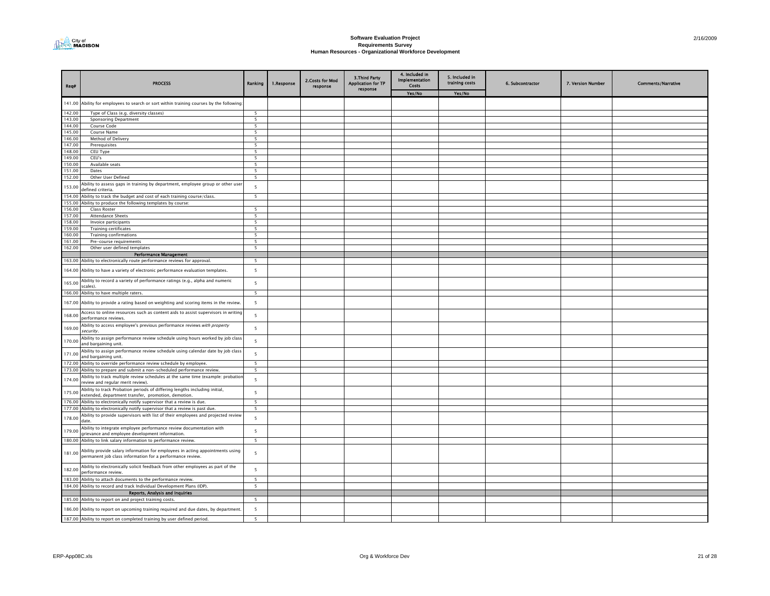# Software Evaluation Project
## Requirements Survey
### Human Resources - Organizational Workforce Development

| Req# | PROCESS | Ranking | 1.Response | 2.Costs for Mod response | 3.Third Party Application for TP response | 4. Included in Implementation Costs | 5. Included in training costs | 6. Subcontractor | 7. Version Number | Comments/Narrative |
|---|---|---|---|---|---|---|---|---|---|---|
| | | | | | | Yes/No | Yes/No | | | |
| 141.00 | Ability for employees to search or sort within training courses by the following: | | | | | | | | | |
| 142.00 | Type of Class (e.g. diversity classes) | 5 | | | | | | | | |
| 143.00 | Sponsoring Department | 5 | | | | | | | | |
| 144.00 | Course Code | 5 | | | | | | | | |
| 145.00 | Course Name | 5 | | | | | | | | |
| 146.00 | Method of Delivery | 5 | | | | | | | | |
| 147.00 | Prerequisites | 5 | | | | | | | | |
| 148.00 | CEU Type | 5 | | | | | | | | |
| 149.00 | CEU's | 5 | | | | | | | | |
| 150.00 | Available seats | 5 | | | | | | | | |
| 151.00 | Dates | 5 | | | | | | | | |
| 152.00 | Other User Defined | 5 | | | | | | | | |
| 153.00 | Ability to assess gaps in training by department, employee group or other user defined criteria. | 5 | | | | | | | | |
| 154.00 | Ability to track the budget and cost of each training course/class. | 5 | | | | | | | | |
| 155.00 | Ability to produce the following templates by course: | | | | | | | | | |
| 156.00 | Class Roster | 5 | | | | | | | | |
| 157.00 | Attendance Sheets | 5 | | | | | | | | |
| 158.00 | Invoice participants | 5 | | | | | | | | |
| 159.00 | Training certificates | 5 | | | | | | | | |
| 160.00 | Training confirmations | 5 | | | | | | | | |
| 161.00 | Pre-course requirements | 5 | | | | | | | | |
| 162.00 | Other user defined templates | 5 | | | | | | | | |
| | **Performance Management** | | | | | | | | | |
| 163.00 | Ability to electronically route performance reviews for approval. | 5 | | | | | | | | |
| 164.00 | Ability to have a variety of electronic performance evaluation templates. | 5 | | | | | | | | |
| 165.00 | Ability to record a variety of performance ratings (e.g., alpha and numeric scales). | 5 | | | | | | | | |
| 166.00 | Ability to have multiple raters. | 5 | | | | | | | | |
| 167.00 | Ability to provide a rating based on weighting and scoring items in the review. | 5 | | | | | | | | |
| 168.00 | Access to online resources such as content aids to assist supervisors in writing performance reviews. | 5 | | | | | | | | |
| 169.00 | Ability to access employee's previous performance reviews *with property security*. | 5 | | | | | | | | |
| 170.00 | Ability to assign performance review schedule using hours worked by job class and bargaining unit. | 5 | | | | | | | | |
| 171.00 | Ability to assign performance review schedule using calendar date by job class and bargaining unit. | 5 | | | | | | | | |
| 172.00 | Ability to override performance review schedule by employee. | 5 | | | | | | | | |
| 173.00 | Ability to prepare and submit a non-scheduled performance review. | 5 | | | | | | | | |
| 174.00 | Ability to track multiple review schedules at the same time (example: probation review and regular merit review). | 5 | | | | | | | | |
| 175.00 | Ability to track Probation periods of differing lengths including initial, extended, department transfer, promotion, demotion. | 5 | | | | | | | | |
| 176.00 | Ability to electronically notify supervisor that a review is due. | 5 | | | | | | | | |
| 177.00 | Ability to electronically notify supervisor that a review is past due. | 5 | | | | | | | | |
| 178.00 | Ability to provide supervisors with list of their employees and projected review date. | 5 | | | | | | | | |
| 179.00 | Ability to integrate employee performance review documentation with grievance and employee development information. | 5 | | | | | | | | |
| 180.00 | Ability to link salary information to performance review. | 5 | | | | | | | | |
| 181.00 | Ability provide salary information for employees in acting appointments using permanent job class information for a performance review. | 5 | | | | | | | | |
| 182.00 | Ability to electronically solicit feedback from other employees as part of the performance review. | 5 | | | | | | | | |
| 183.00 | Ability to attach documents to the performance review. | 5 | | | | | | | | |
| 184.00 | Ability to record and track Individual Development Plans (IDP). | 5 | | | | | | | | |
| | **Reports, Analysis and Inquiries** | | | | | | | | | |
| 185.00 | Ability to report on and project training costs. | 5 | | | | | | | | |
| 186.00 | Ability to report on upcoming training required and due dates, by department. | 5 | | | | | | | | |
| 187.00 | Ability to report on completed training by user defined period. | 5 | | | | | | | | |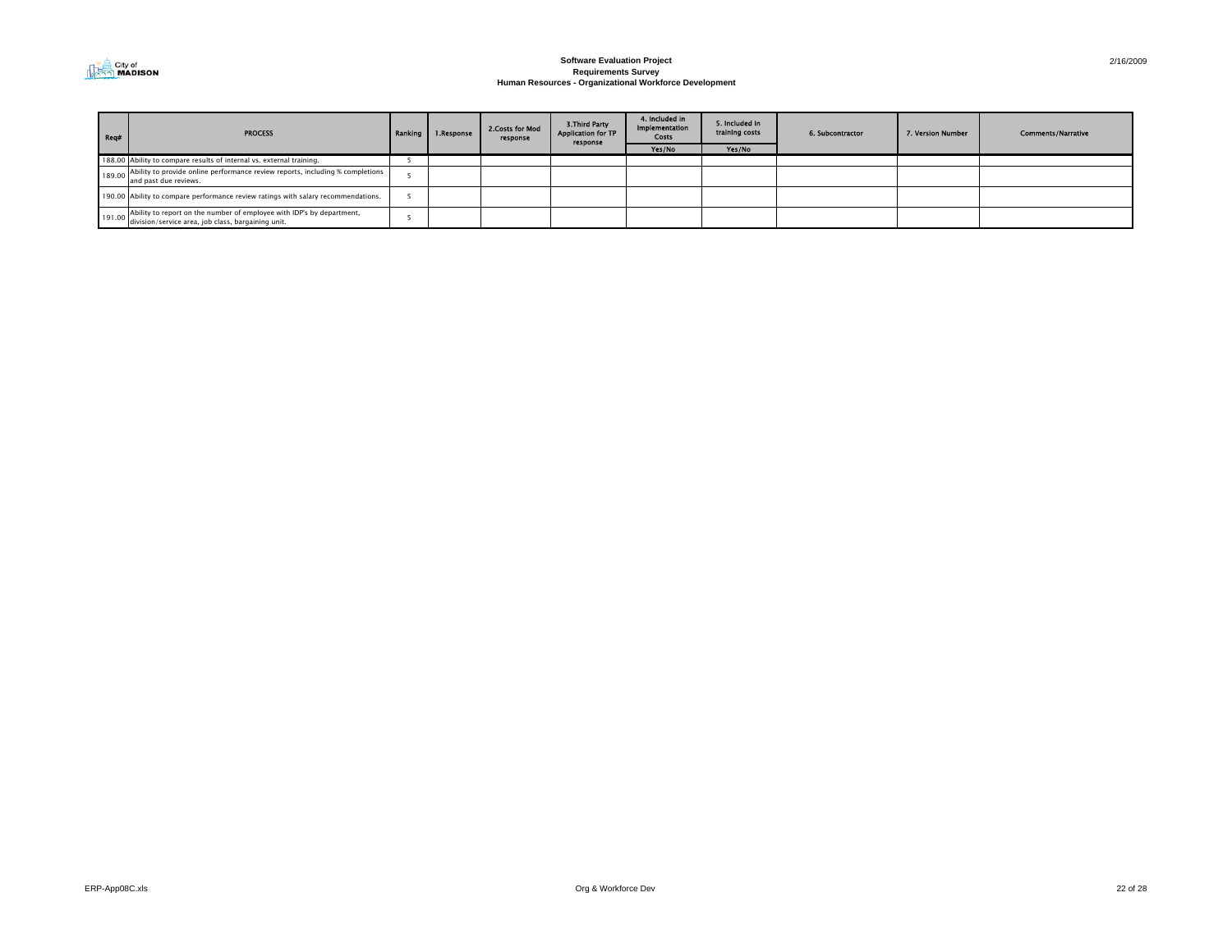# Software Evaluation Project
## Requirements Survey
### Human Resources - Organizational Workforce Development

| Req# | PROCESS | Ranking | 1.Response | 2.Costs for Mod response | 3.Third Party Application for TP response | 4. Included in Implementation Costs | 5. Included in training costs | 6. Subcontractor | 7. Version Number | Comments/Narrative |
|---|---|---|---|---|---|---|---|---|---|---|
| | | | | | | Yes/No | Yes/No | | | |
| 188.00 | Ability to compare results of internal vs. external training. | 5 | | | | | | | | |
| 189.00 | Ability to provide online performance review reports, including % completions and past due reviews. | 5 | | | | | | | | |
| 190.00 | Ability to compare performance review ratings with salary recommendations. | 5 | | | | | | | | |
| 191.00 | Ability to report on the number of employee with IDP's by department, division/service area, job class, bargaining unit. | 5 | | | | | | | | |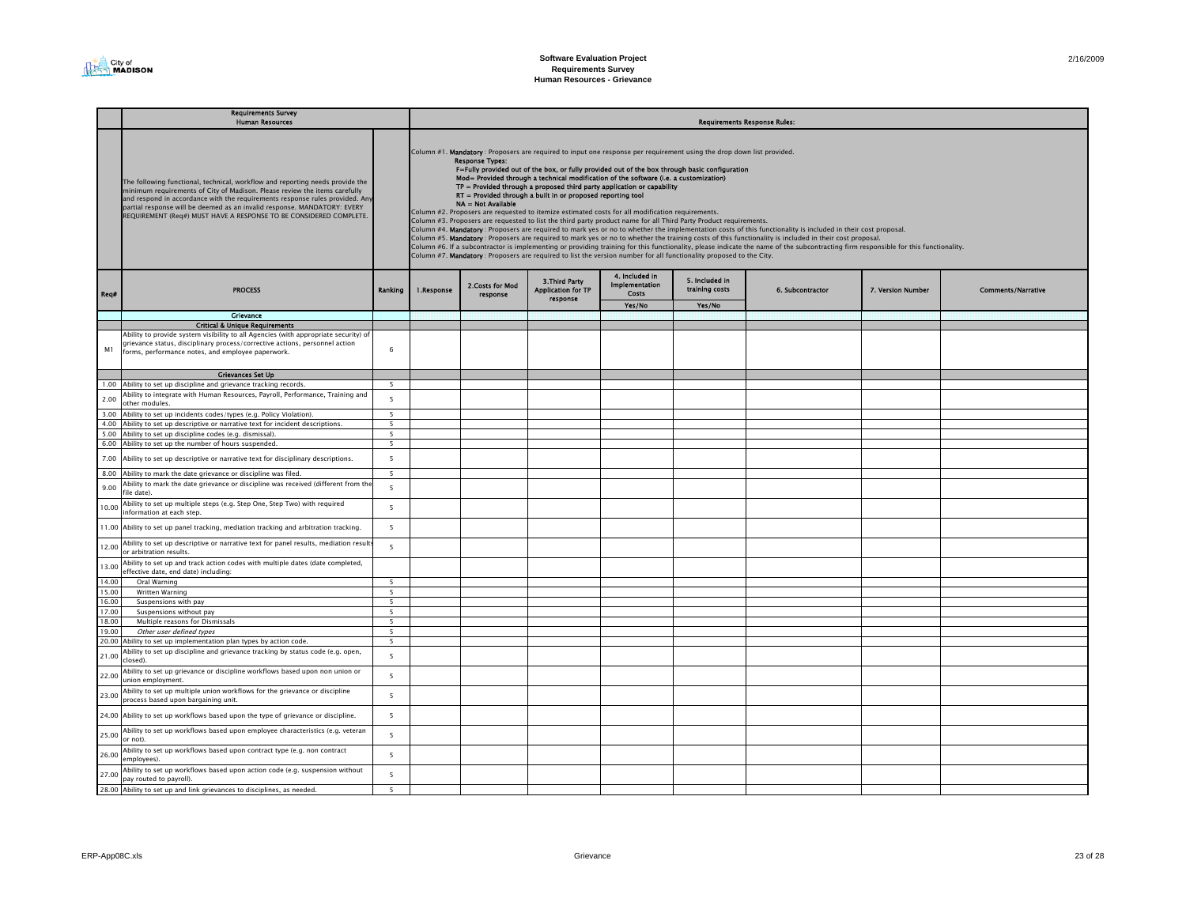# Software Evaluation Project
## Requirements Survey
## Human Resources - Grievance

| | Requirements Survey Human Resources | | Requirements Response Rules: | | | | | | | |
|---|---|---|---|---|---|---|---|---|---|---|
| | The following functional, technical, workflow and reporting needs provide the minimum requirements of City of Madison. Please review the items carefully and respond in accordance with the requirements response rules provided. Any partial response will be deemed as an invalid response. MANDATORY: EVERY REQUIREMENT (Req#) MUST HAVE A RESPONSE TO BE CONSIDERED COMPLETE. | | Column #1. **Mandatory** : Proposers are required to input one response per requirement using the drop down list provided. **Response Types:** F=Fully provided out of the box, or fully provided out of the box through basic configuration Mod= Provided through a technical modification of the software (i.e. a customization) TP = Provided through a proposed third party application or capability RT = Provided through a built in or proposed reporting tool NA = Not Available Column #2. Proposers are requested to itemize estimated costs for all modification requirements. Column #3. Proposers are requested to list the third party product name for all Third Party Product requirements. Column #4. **Mandatory** : Proposers are required to mark yes or no to whether the implementation costs of this functionality is included in their cost proposal. Column #5. **Mandatory** : Proposers are required to mark yes or no to whether the training costs of this functionality is included in their cost proposal. Column #6. If a subcontractor is implementing or providing training for this functionality, please indicate the name of the subcontracting firm responsible for this functionality. Column #7. **Mandatory** : Proposers are required to list the version number for all functionality proposed to the City. | | | | | | | |
| Req# | PROCESS | Ranking | 1.Response | 2.Costs for Mod response | 3.Third Party Application for TP response | 4. Included in Implementation Costs Yes/No | 5. Included in training costs Yes/No | 6. Subcontractor | 7. Version Number | Comments/Narrative |
| | **Grievance** | | | | | | | | | |
| | **Critical & Unique Requirements** | | | | | | | | | |
| M1 | Ability to provide system visibility to all Agencies (with appropriate security) of grievance status, disciplinary process/corrective actions, personnel action forms, performance notes, and employee paperwork. | 6 | | | | | | | | |
| | **Grievances Set Up** | | | | | | | | | |
| 1.00 | Ability to set up discipline and grievance tracking records. | 5 | | | | | | | | |
| 2.00 | Ability to integrate with Human Resources, Payroll, Performance, Training and other modules. | 5 | | | | | | | | |
| 3.00 | Ability to set up incidents codes/types (e.g. Policy Violation). | 5 | | | | | | | | |
| 4.00 | Ability to set up descriptive or narrative text for incident descriptions. | 5 | | | | | | | | |
| 5.00 | Ability to set up discipline codes (e.g. dismissal). | 5 | | | | | | | | |
| 6.00 | Ability to set up the number of hours suspended. | 5 | | | | | | | | |
| 7.00 | Ability to set up descriptive or narrative text for disciplinary descriptions. | 5 | | | | | | | | |
| 8.00 | Ability to mark the date grievance or discipline was filed. | 5 | | | | | | | | |
| 9.00 | Ability to mark the date grievance or discipline was received (different from the file date). | 5 | | | | | | | | |
| 10.00 | Ability to set up multiple steps (e.g. Step One, Step Two) with required information at each step. | 5 | | | | | | | | |
| 11.00 | Ability to set up panel tracking, mediation tracking and arbitration tracking. | 5 | | | | | | | | |
| 12.00 | Ability to set up descriptive or narrative text for panel results, mediation results or arbitration results. | 5 | | | | | | | | |
| 13.00 | Ability to set up and track action codes with multiple dates (date completed, effective date, end date) including: | | | | | | | | | |
| 14.00 | Oral Warning | 5 | | | | | | | | |
| 15.00 | Written Warning | 5 | | | | | | | | |
| 16.00 | Suspensions with pay | 5 | | | | | | | | |
| 17.00 | Suspensions without pay | 5 | | | | | | | | |
| 18.00 | Multiple reasons for Dismissals | 5 | | | | | | | | |
| 19.00 | *Other user defined types* | 5 | | | | | | | | |
| 20.00 | Ability to set up implementation plan types by action code. | 5 | | | | | | | | |
| 21.00 | Ability to set up discipline and grievance tracking by status code (e.g. open, closed). | 5 | | | | | | | | |
| 22.00 | Ability to set up grievance or discipline workflows based upon non union or union employment. | 5 | | | | | | | | |
| 23.00 | Ability to set up multiple union workflows for the grievance or discipline process based upon bargaining unit. | 5 | | | | | | | | |
| 24.00 | Ability to set up workflows based upon the type of grievance or discipline. | 5 | | | | | | | | |
| 25.00 | Ability to set up workflows based upon employee characteristics (e.g. veteran or not). | 5 | | | | | | | | |
| 26.00 | Ability to set up workflows based upon contract type (e.g. non contract employees). | 5 | | | | | | | | |
| 27.00 | Ability to set up workflows based upon action code (e.g. suspension without pay routed to payroll). | 5 | | | | | | | | |
| 28.00 | Ability to set up and link grievances to disciplines, as needed. | 5 | | | | | | | | |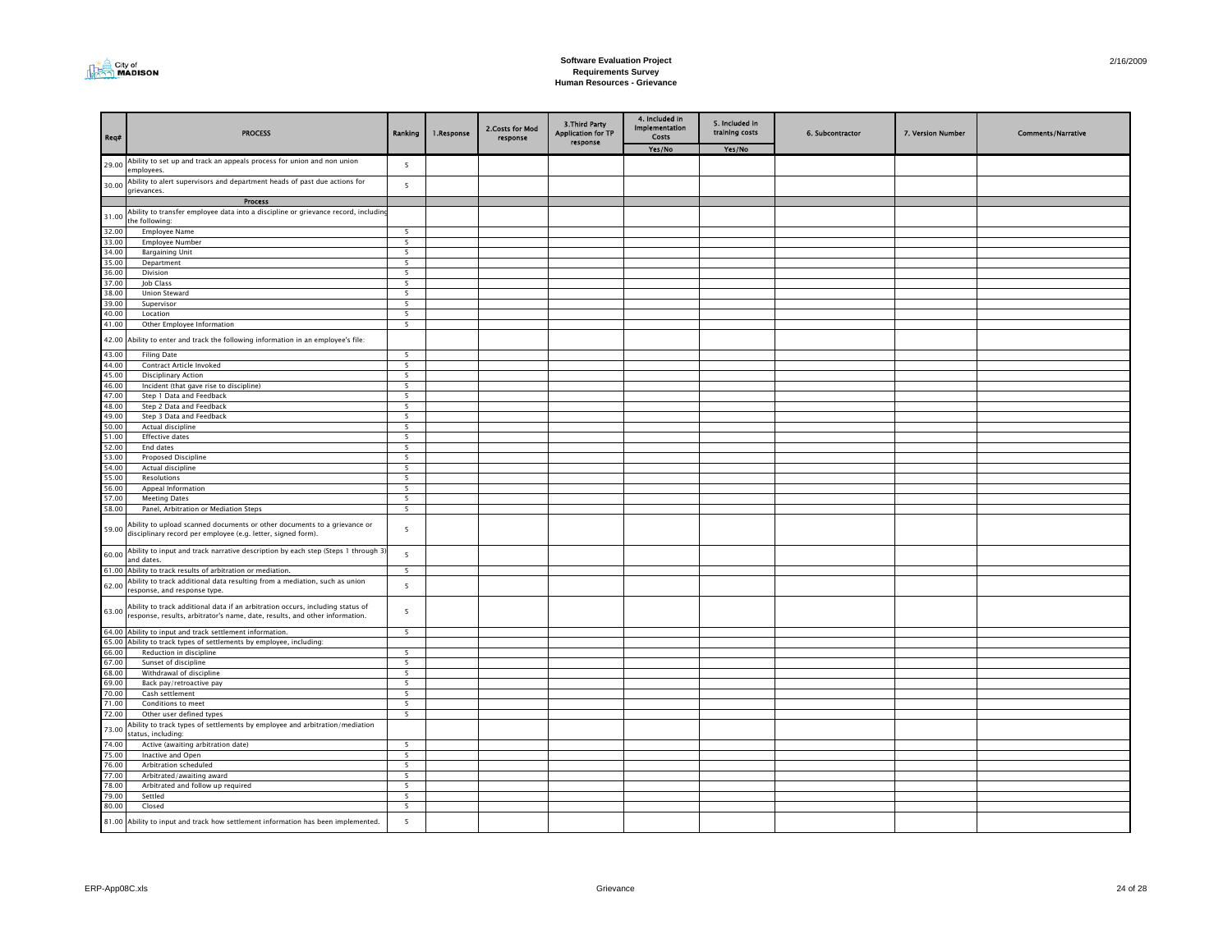# Software Evaluation Project
## Requirements Survey
## Human Resources - Grievance

| Req# | PROCESS | Ranking | 1.Response | 2.Costs for Mod response | 3.Third Party Application for TP response | 4. Included in Implementation Costs | 5. Included in training costs | 6. Subcontractor | 7. Version Number | Comments/Narrative |
|---|---|---|---|---|---|---|---|---|---|---|
| | | | | | | Yes/No | Yes/No | | | |
| 29.00 | Ability to set up and track an appeals process for union and non union employees. | 5 | | | | | | | | |
| 30.00 | Ability to alert supervisors and department heads of past due actions for grievances. | 5 | | | | | | | | |
| | **Process** | | | | | | | | | |
| 31.00 | Ability to transfer employee data into a discipline or grievance record, including the following: | | | | | | | | | |
| 32.00 | Employee Name | 5 | | | | | | | | |
| 33.00 | Employee Number | 5 | | | | | | | | |
| 34.00 | Bargaining Unit | 5 | | | | | | | | |
| 35.00 | Department | 5 | | | | | | | | |
| 36.00 | Division | 5 | | | | | | | | |
| 37.00 | Job Class | 5 | | | | | | | | |
| 38.00 | Union Steward | 5 | | | | | | | | |
| 39.00 | Supervisor | 5 | | | | | | | | |
| 40.00 | Location | 5 | | | | | | | | |
| 41.00 | Other Employee Information | 5 | | | | | | | | |
| 42.00 | Ability to enter and track the following information in an employee's file: | | | | | | | | | |
| 43.00 | Filing Date | 5 | | | | | | | | |
| 44.00 | Contract Article Invoked | 5 | | | | | | | | |
| 45.00 | Disciplinary Action | 5 | | | | | | | | |
| 46.00 | Incident (that gave rise to discipline) | 5 | | | | | | | | |
| 47.00 | Step 1 Data and Feedback | 5 | | | | | | | | |
| 48.00 | Step 2 Data and Feedback | 5 | | | | | | | | |
| 49.00 | Step 3 Data and Feedback | 5 | | | | | | | | |
| 50.00 | Actual discipline | 5 | | | | | | | | |
| 51.00 | Effective dates | 5 | | | | | | | | |
| 52.00 | End dates | 5 | | | | | | | | |
| 53.00 | Proposed Discipline | 5 | | | | | | | | |
| 54.00 | Actual discipline | 5 | | | | | | | | |
| 55.00 | Resolutions | 5 | | | | | | | | |
| 56.00 | Appeal Information | 5 | | | | | | | | |
| 57.00 | Meeting Dates | 5 | | | | | | | | |
| 58.00 | Panel, Arbitration or Mediation Steps | 5 | | | | | | | | |
| 59.00 | Ability to upload scanned documents or other documents to a grievance or disciplinary record per employee (e.g. letter, signed form). | 5 | | | | | | | | |
| 60.00 | Ability to input and track narrative description by each step (Steps 1 through 3) and dates. | 5 | | | | | | | | |
| 61.00 | Ability to track results of arbitration or mediation. | 5 | | | | | | | | |
| 62.00 | Ability to track additional data resulting from a mediation, such as union response, and response type. | 5 | | | | | | | | |
| 63.00 | Ability to track additional data if an arbitration occurs, including status of response, results, arbitrator's name, date, results, and other information. | 5 | | | | | | | | |
| 64.00 | Ability to input and track settlement information. | 5 | | | | | | | | |
| 65.00 | Ability to track types of settlements by employee, including: | | | | | | | | | |
| 66.00 | Reduction in discipline | 5 | | | | | | | | |
| 67.00 | Sunset of discipline | 5 | | | | | | | | |
| 68.00 | Withdrawal of discipline | 5 | | | | | | | | |
| 69.00 | Back pay/retroactive pay | 5 | | | | | | | | |
| 70.00 | Cash settlement | 5 | | | | | | | | |
| 71.00 | Conditions to meet | 5 | | | | | | | | |
| 72.00 | Other user defined types | 5 | | | | | | | | |
| 73.00 | Ability to track types of settlements by employee and arbitration/mediation status, including: | | | | | | | | | |
| 74.00 | Active (awaiting arbitration date) | 5 | | | | | | | | |
| 75.00 | Inactive and Open | 5 | | | | | | | | |
| 76.00 | Arbitration scheduled | 5 | | | | | | | | |
| 77.00 | Arbitrated/awaiting award | 5 | | | | | | | | |
| 78.00 | Arbitrated and follow up required | 5 | | | | | | | | |
| 79.00 | Settled | 5 | | | | | | | | |
| 80.00 | Closed | 5 | | | | | | | | |
| 81.00 | Ability to input and track how settlement information has been implemented. | 5 | | | | | | | | |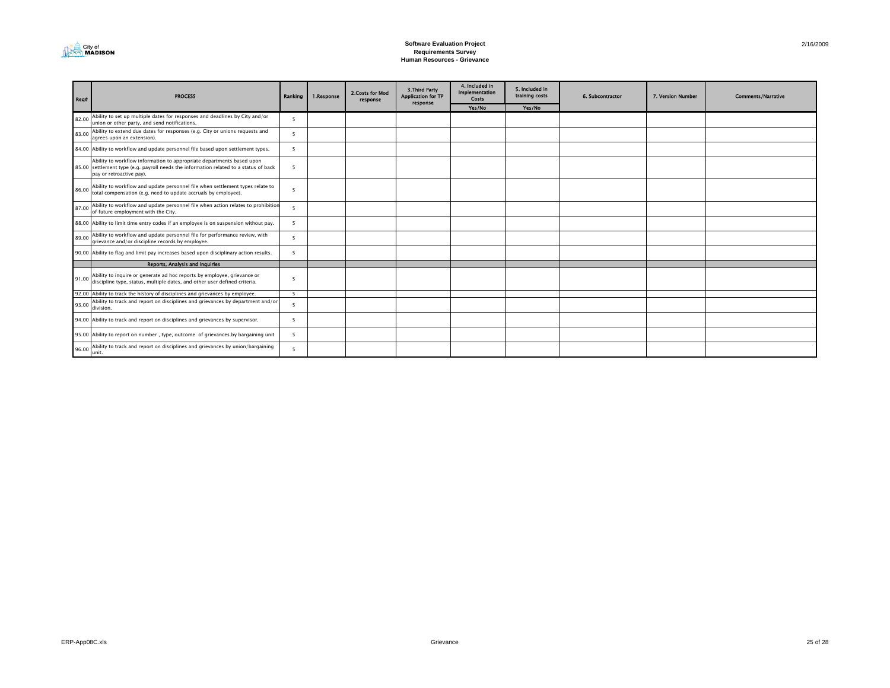# Software Evaluation Project
## Requirements Survey
## Human Resources - Grievance

2/16/2009

| Req# | PROCESS | Ranking | 1.Response | 2.Costs for Mod response | 3.Third Party Application for TP response | 4. Included in Implementation Costs | 5. Included in training costs | 6. Subcontractor | 7. Version Number | Comments/Narrative |
|---|---|---|---|---|---|---|---|---|---|---|
| | | | | | | Yes/No | Yes/No | | | |
| 82.00 | Ability to set up multiple dates for responses and deadlines by City and/or union or other party, and send notifications. | 5 | | | | | | | | |
| 83.00 | Ability to extend due dates for responses (e.g. City or unions requests and agrees upon an extension). | 5 | | | | | | | | |
| 84.00 | Ability to workflow and update personnel file based upon settlement types. | 5 | | | | | | | | |
| 85.00 | Ability to workflow information to appropriate departments based upon settlement type (e.g. payroll needs the information related to a status of back pay or retroactive pay). | 5 | | | | | | | | |
| 86.00 | Ability to workflow and update personnel file when settlement types relate to total compensation (e.g. need to update accruals by employee). | 5 | | | | | | | | |
| 87.00 | Ability to workflow and update personnel file when action relates to prohibition of future employment with the City. | 5 | | | | | | | | |
| 88.00 | Ability to limit time entry codes if an employee is on suspension without pay. | 5 | | | | | | | | |
| 89.00 | Ability to workflow and update personnel file for performance review, with grievance and/or discipline records by employee. | 5 | | | | | | | | |
| 90.00 | Ability to flag and limit pay increases based upon disciplinary action results. | 5 | | | | | | | | |
| | **Reports, Analysis and Inquiries** | | | | | | | | | |
| 91.00 | Ability to inquire or generate ad hoc reports by employee, grievance or discipline type, status, multiple dates, and other user defined criteria. | 5 | | | | | | | | |
| 92.00 | Ability to track the history of disciplines and grievances by employee. | 5 | | | | | | | | |
| 93.00 | Ability to track and report on disciplines and grievances by department and/or division. | 5 | | | | | | | | |
| 94.00 | Ability to track and report on disciplines and grievances by supervisor. | 5 | | | | | | | | |
| 95.00 | Ability to report on number , type, outcome of grievances by bargaining unit | 5 | | | | | | | | |
| 96.00 | Ability to track and report on disciplines and grievances by union/bargaining unit. | 5 | | | | | | | | |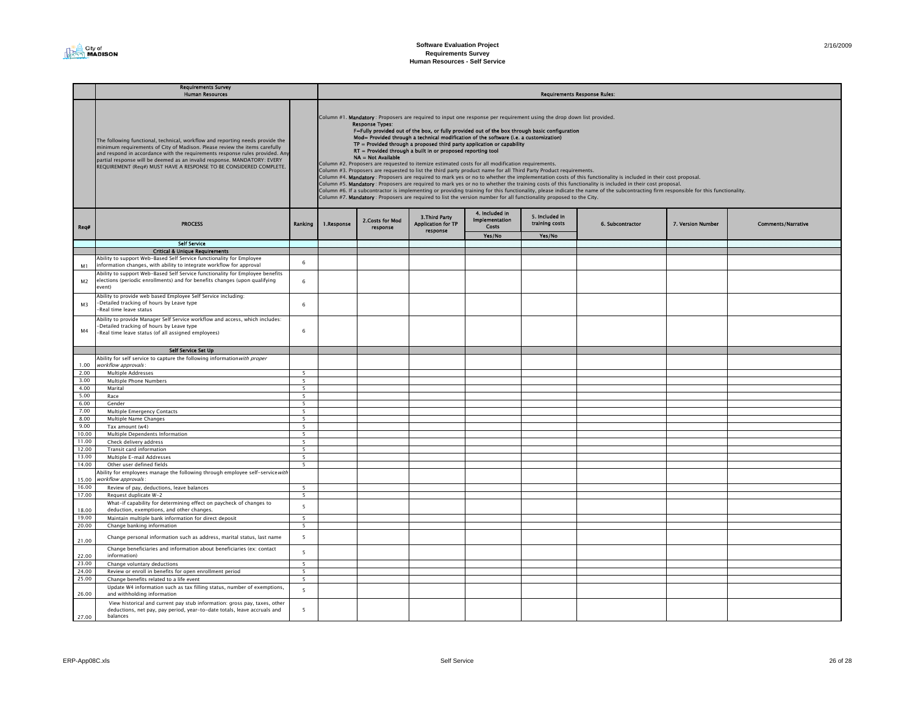# Software Evaluation Project
## Requirements Survey
## Human Resources - Self Service

2/16/2009

| | Requirements Survey<br>Human Resources | | Requirements Response Rules: | | | | | | | |
|---|---|---|---|---|---|---|---|---|---|---|
| | The following functional, technical, workflow and reporting needs provide the minimum requirements of City of Madison. Please review the items carefully and respond in accordance with the requirements response rules provided. Any partial response will be deemed as an invalid response. MANDATORY: EVERY REQUIREMENT (Req#) MUST HAVE A RESPONSE TO BE CONSIDERED COMPLETE. | | Column #1. **Mandatory** : Proposers are required to input one response per requirement using the drop down list provided.<br>**Response Types:**<br>**F=Fully provided out of the box, or fully provided out of the box through basic configuration**<br>**Mod= Provided through a technical modification of the software (i.e. a customization)**<br>**TP = Provided through a proposed third party application or capability**<br>**RT = Provided through a built in or proposed reporting tool**<br>**NA = Not Available**<br>Column #2. Proposers are requested to itemize estimated costs for all modification requirements.<br>Column #3. Proposers are requested to list the third party product name for all Third Party Product requirements.<br>Column #4. **Mandatory** : Proposers are required to mark yes or no to whether the implementation costs of this functionality is included in their cost proposal.<br>Column #5. **Mandatory** : Proposers are required to mark yes or no to whether the training costs of this functionality is included in their cost proposal.<br>Column #6. If a subcontractor is implementing or providing training for this functionality, please indicate the name of the subcontracting firm responsible for this functionality.<br>Column #7. **Mandatory** : Proposers are required to list the version number for all functionality proposed to the City. | | | | | | | |
| Req# | PROCESS | Ranking | 1.Response | 2.Costs for Mod response | 3.Third Party Application for TP response | 4. Included in Implementation Costs<br>Yes/No | 5. Included in training costs<br>Yes/No | 6. Subcontractor | 7. Version Number | Comments/Narrative |
| | **Self Service** | | | | | | | | | |
| | **Critical & Unique Requirements** | | | | | | | | | |
| M1 | Ability to support Web-Based Self Service functionality for Employee information changes, with ability to integrate workflow for approval | 6 | | | | | | | | |
| M2 | Ability to support Web-Based Self Service functionality for Employee benefits elections (periodic enrollments) and for benefits changes (upon qualifying event) | 6 | | | | | | | | |
| M3 | Ability to provide web based Employee Self Service including:<br>-Detailed tracking of hours by Leave type<br>-Real time leave status | 6 | | | | | | | | |
| M4 | Ability to provide Manager Self Service workflow and access, which includes:<br>-Detailed tracking of hours by Leave type<br>-Real time leave status (of all assigned employees) | 6 | | | | | | | | |
| | **Self Service Set Up** | | | | | | | | | |
| 1.00 | Ability for self service to capture the following information *with proper workflow approvals* : | | | | | | | | | |
| 2.00 | Multiple Addresses | 5 | | | | | | | | |
| 3.00 | Multiple Phone Numbers | 5 | | | | | | | | |
| 4.00 | Marital | 5 | | | | | | | | |
| 5.00 | Race | 5 | | | | | | | | |
| 6.00 | Gender | 5 | | | | | | | | |
| 7.00 | Multiple Emergency Contacts | 5 | | | | | | | | |
| 8.00 | Multiple Name Changes | 5 | | | | | | | | |
| 9.00 | Tax amount (w4) | 5 | | | | | | | | |
| 10.00 | Multiple Dependents Information | 5 | | | | | | | | |
| 11.00 | Check delivery address | 5 | | | | | | | | |
| 12.00 | Transit card information | 5 | | | | | | | | |
| 13.00 | Multiple E-mail Addresses | 5 | | | | | | | | |
| 14.00 | Other user defined fields | 5 | | | | | | | | |
| 15.00 | Ability for employees manage the following through employee self-service *with workflow approvals* : | | | | | | | | | |
| 16.00 | Review of pay, deductions, leave balances | 5 | | | | | | | | |
| 17.00 | Request duplicate W-2 | 5 | | | | | | | | |
| 18.00 | What-if capability for determining effect on paycheck of changes to deduction, exemptions, and other changes. | 5 | | | | | | | | |
| 19.00 | Maintain multiple bank information for direct deposit | 5 | | | | | | | | |
| 20.00 | Change banking information | 5 | | | | | | | | |
| 21.00 | Change personal information such as address, marital status, last name | 5 | | | | | | | | |
| 22.00 | Change beneficiaries and information about beneficiaries (ex: contact information) | 5 | | | | | | | | |
| 23.00 | Change voluntary deductions | 5 | | | | | | | | |
| 24.00 | Review or enroll in benefits for open enrollment period | 5 | | | | | | | | |
| 25.00 | Change benefits related to a life event | 5 | | | | | | | | |
| 26.00 | Update W4 information such as tax filling status, number of exemptions, and withholding information | 5 | | | | | | | | |
| 27.00 | View historical and current pay stub information: gross pay, taxes, other deductions, net pay, pay period, year-to-date totals, leave accruals and balances | 5 | | | | | | | | |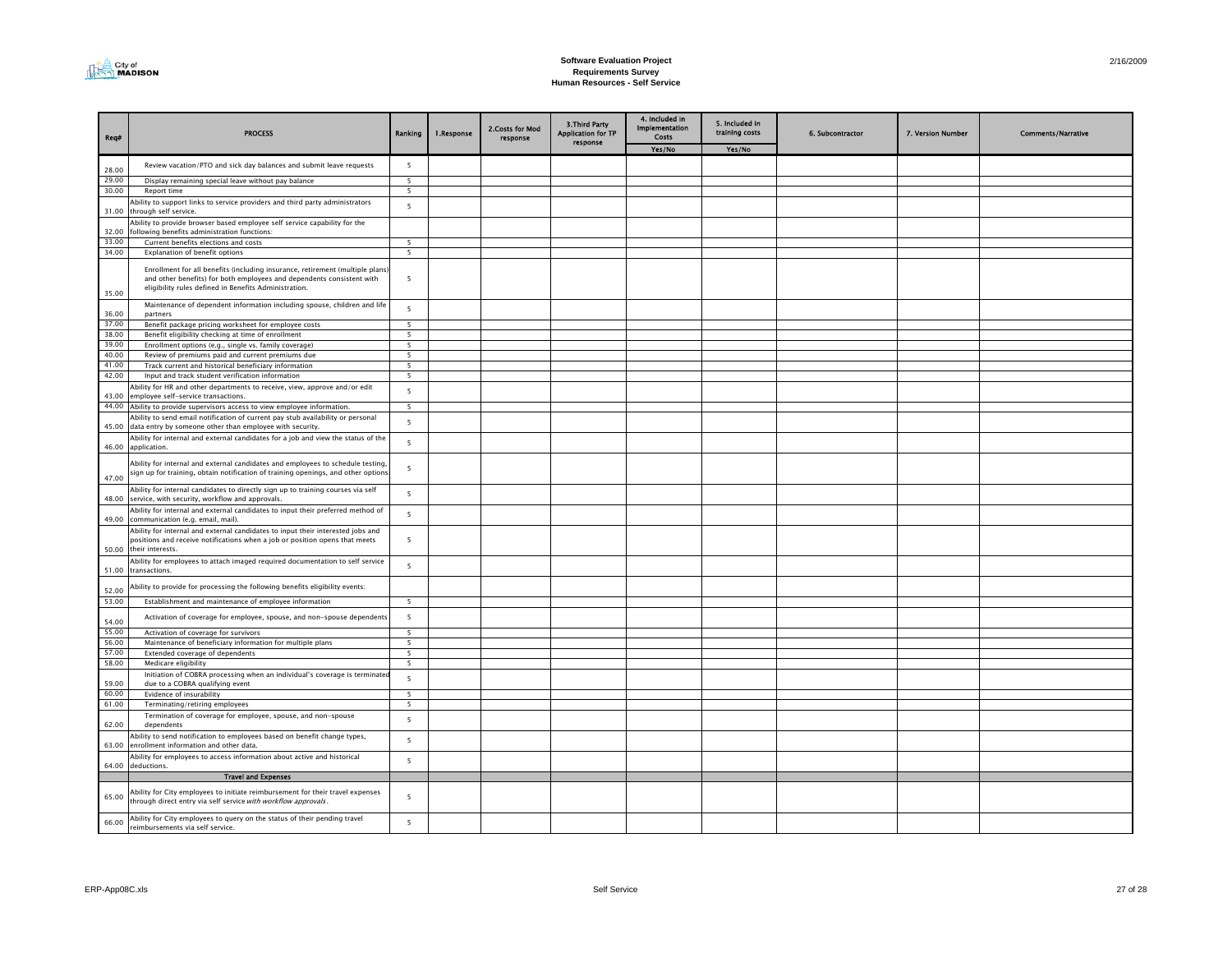# Software Evaluation Project
## Requirements Survey
## Human Resources - Self Service

| Req# | PROCESS | Ranking | 1.Response | 2.Costs for Mod response | 3.Third Party Application for TP response | 4. Included in Implementation Costs | 5. Included in training costs | 6. Subcontractor | 7. Version Number | Comments/Narrative |
|---|---|---|---|---|---|---|---|---|---|---|
| | | | | | | Yes/No | Yes/No | | | |
| 28.00 | Review vacation/PTO and sick day balances and submit leave requests | 5 | | | | | | | | |
| 29.00 | Display remaining special leave without pay balance | 5 | | | | | | | | |
| 30.00 | Report time | 5 | | | | | | | | |
| 31.00 | Ability to support links to service providers and third party administrators through self service. | 5 | | | | | | | | |
| 32.00 | Ability to provide browser based employee self service capability for the following benefits administration functions: | | | | | | | | | |
| 33.00 | Current benefits elections and costs | 5 | | | | | | | | |
| 34.00 | Explanation of benefit options | 5 | | | | | | | | |
| 35.00 | Enrollment for all benefits (including insurance, retirement (multiple plans) and other benefits) for both employees and dependents consistent with eligibility rules defined in Benefits Administration. | 5 | | | | | | | | |
| 36.00 | Maintenance of dependent information including spouse, children and life partners | 5 | | | | | | | | |
| 37.00 | Benefit package pricing worksheet for employee costs | 5 | | | | | | | | |
| 38.00 | Benefit eligibility checking at time of enrollment | 5 | | | | | | | | |
| 39.00 | Enrollment options (e.g., single vs. family coverage) | 5 | | | | | | | | |
| 40.00 | Review of premiums paid and current premiums due | 5 | | | | | | | | |
| 41.00 | Track current and historical beneficiary information | 5 | | | | | | | | |
| 42.00 | Input and track student verification information | 5 | | | | | | | | |
| 43.00 | Ability for HR and other departments to receive, view, approve and/or edit employee self-service transactions. | 5 | | | | | | | | |
| 44.00 | Ability to provide supervisors access to view employee information. | 5 | | | | | | | | |
| 45.00 | Ability to send email notification of current pay stub availability or personal data entry by someone other than employee with security. | 5 | | | | | | | | |
| 46.00 | Ability for internal and external candidates for a job and view the status of the application. | 5 | | | | | | | | |
| 47.00 | Ability for internal and external candidates and employees to schedule testing, sign up for training, obtain notification of training openings, and other options. | 5 | | | | | | | | |
| 48.00 | Ability for internal candidates to directly sign up to training courses via self service, with security, workflow and approvals. | 5 | | | | | | | | |
| 49.00 | Ability for internal and external candidates to input their preferred method of communication (e.g. email, mail). | 5 | | | | | | | | |
| 50.00 | Ability for internal and external candidates to input their interested jobs and positions and receive notifications when a job or position opens that meets their interests. | 5 | | | | | | | | |
| 51.00 | Ability for employees to attach imaged required documentation to self service transactions. | 5 | | | | | | | | |
| 52.00 | Ability to provide for processing the following benefits eligibility events: | | | | | | | | | |
| 53.00 | Establishment and maintenance of employee information | 5 | | | | | | | | |
| 54.00 | Activation of coverage for employee, spouse, and non-spouse dependents | 5 | | | | | | | | |
| 55.00 | Activation of coverage for survivors | 5 | | | | | | | | |
| 56.00 | Maintenance of beneficiary information for multiple plans | 5 | | | | | | | | |
| 57.00 | Extended coverage of dependents | 5 | | | | | | | | |
| 58.00 | Medicare eligibility | 5 | | | | | | | | |
| 59.00 | Initiation of COBRA processing when an individual's coverage is terminated due to a COBRA qualifying event | 5 | | | | | | | | |
| 60.00 | Evidence of insurability | 5 | | | | | | | | |
| 61.00 | Terminating/retiring employees | 5 | | | | | | | | |
| 62.00 | Termination of coverage for employee, spouse, and non-spouse dependents | 5 | | | | | | | | |
| 63.00 | Ability to send notification to employees based on benefit change types, enrollment information and other data. | 5 | | | | | | | | |
| 64.00 | Ability for employees to access information about active and historical deductions. | 5 | | | | | | | | |
| | **Travel and Expenses** | | | | | | | | | |
| 65.00 | Ability for City employees to initiate reimbursement for their travel expenses through direct entry via self service *with workflow approvals*. | 5 | | | | | | | | |
| 66.00 | Ability for City employees to query on the status of their pending travel reimbursements via self service. | 5 | | | | | | | | |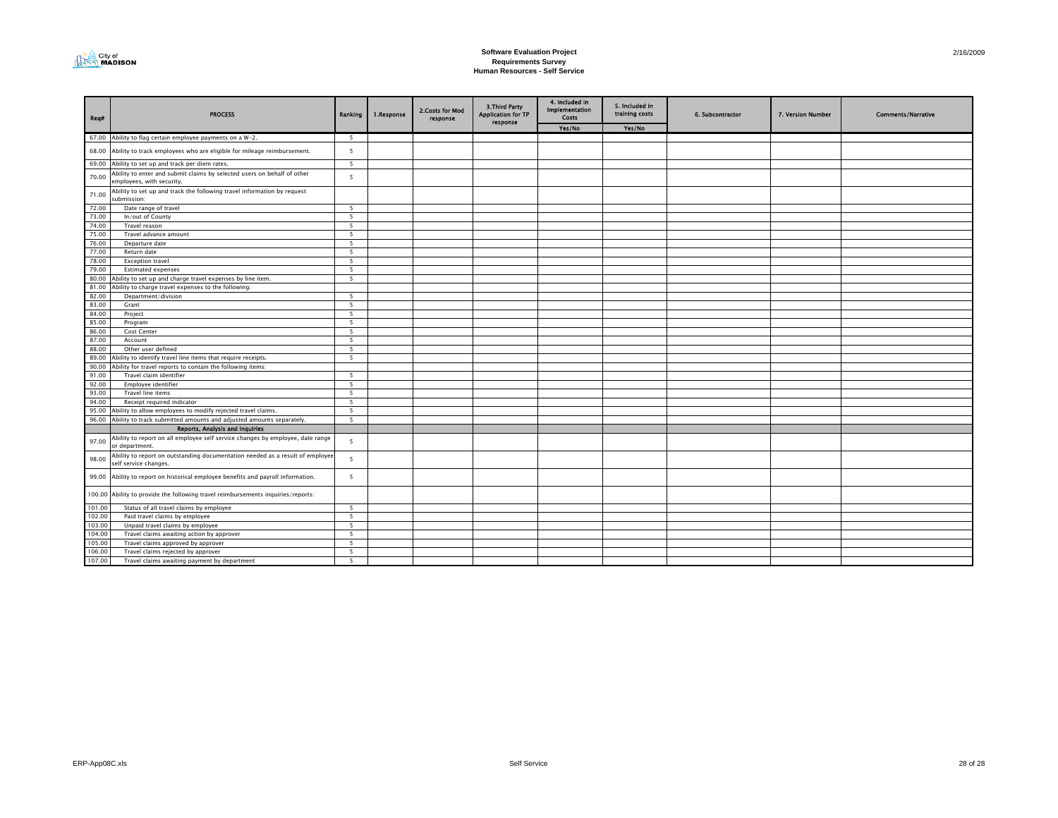# Software Evaluation Project
## Requirements Survey
## Human Resources - Self Service

| Req# | PROCESS | Ranking | 1.Response | 2.Costs for Mod response | 3.Third Party Application for TP response | 4. Included in Implementation Costs | 5. Included in training costs | 6. Subcontractor | 7. Version Number | Comments/Narrative |
|---|---|---|---|---|---|---|---|---|---|---|
| | | | | | | Yes/No | Yes/No | | | |
| 67.00 | Ability to flag certain employee payments on a W-2. | 5 | | | | | | | | |
| 68.00 | Ability to track employees who are eligible for mileage reimbursement. | 5 | | | | | | | | |
| 69.00 | Ability to set up and track per diem rates. | 5 | | | | | | | | |
| 70.00 | Ability to enter and submit claims by selected users on behalf of other employees, with security. | 5 | | | | | | | | |
| 71.00 | Ability to set up and track the following travel information by request submission: | | | | | | | | | |
| 72.00 | Date range of travel | 5 | | | | | | | | |
| 73.00 | In/out of County | 5 | | | | | | | | |
| 74.00 | Travel reason | 5 | | | | | | | | |
| 75.00 | Travel advance amount | 5 | | | | | | | | |
| 76.00 | Departure date | 5 | | | | | | | | |
| 77.00 | Return date | 5 | | | | | | | | |
| 78.00 | Exception travel | 5 | | | | | | | | |
| 79.00 | Estimated expenses | 5 | | | | | | | | |
| 80.00 | Ability to set up and charge travel expenses by line item. | 5 | | | | | | | | |
| 81.00 | Ability to charge travel expenses to the following: | | | | | | | | | |
| 82.00 | Department/division | 5 | | | | | | | | |
| 83.00 | Grant | 5 | | | | | | | | |
| 84.00 | Project | 5 | | | | | | | | |
| 85.00 | Program | 5 | | | | | | | | |
| 86.00 | Cost Center | 5 | | | | | | | | |
| 87.00 | Account | 5 | | | | | | | | |
| 88.00 | Other user defined | 5 | | | | | | | | |
| 89.00 | Ability to identify travel line items that require receipts. | 5 | | | | | | | | |
| 90.00 | Ability for travel reports to contain the following items: | | | | | | | | | |
| 91.00 | Travel claim identifier | 5 | | | | | | | | |
| 92.00 | Employee identifier | 5 | | | | | | | | |
| 93.00 | Travel line items | 5 | | | | | | | | |
| 94.00 | Receipt required indicator | 5 | | | | | | | | |
| 95.00 | Ability to allow employees to modify rejected travel claims. | 5 | | | | | | | | |
| 96.00 | Ability to track submitted amounts and adjusted amounts separately. | 5 | | | | | | | | |
| | **Reports, Analysis and Inquiries** | | | | | | | | | |
| 97.00 | Ability to report on all employee self service changes by employee, date range or department. | 5 | | | | | | | | |
| 98.00 | Ability to report on outstanding documentation needed as a result of employee self service changes. | 5 | | | | | | | | |
| 99.00 | Ability to report on historical employee benefits and payroll information. | 5 | | | | | | | | |
| 100.00 | Ability to provide the following travel reimbursements inquiries/reports: | | | | | | | | | |
| 101.00 | Status of all travel claims by employee | 5 | | | | | | | | |
| 102.00 | Paid travel claims by employee | 5 | | | | | | | | |
| 103.00 | Unpaid travel claims by employee | 5 | | | | | | | | |
| 104.00 | Travel claims awaiting action by approver | 5 | | | | | | | | |
| 105.00 | Travel claims approved by approver | 5 | | | | | | | | |
| 106.00 | Travel claims rejected by approver | 5 | | | | | | | | |
| 107.00 | Travel claims awaiting payment by department | 5 | | | | | | | | |